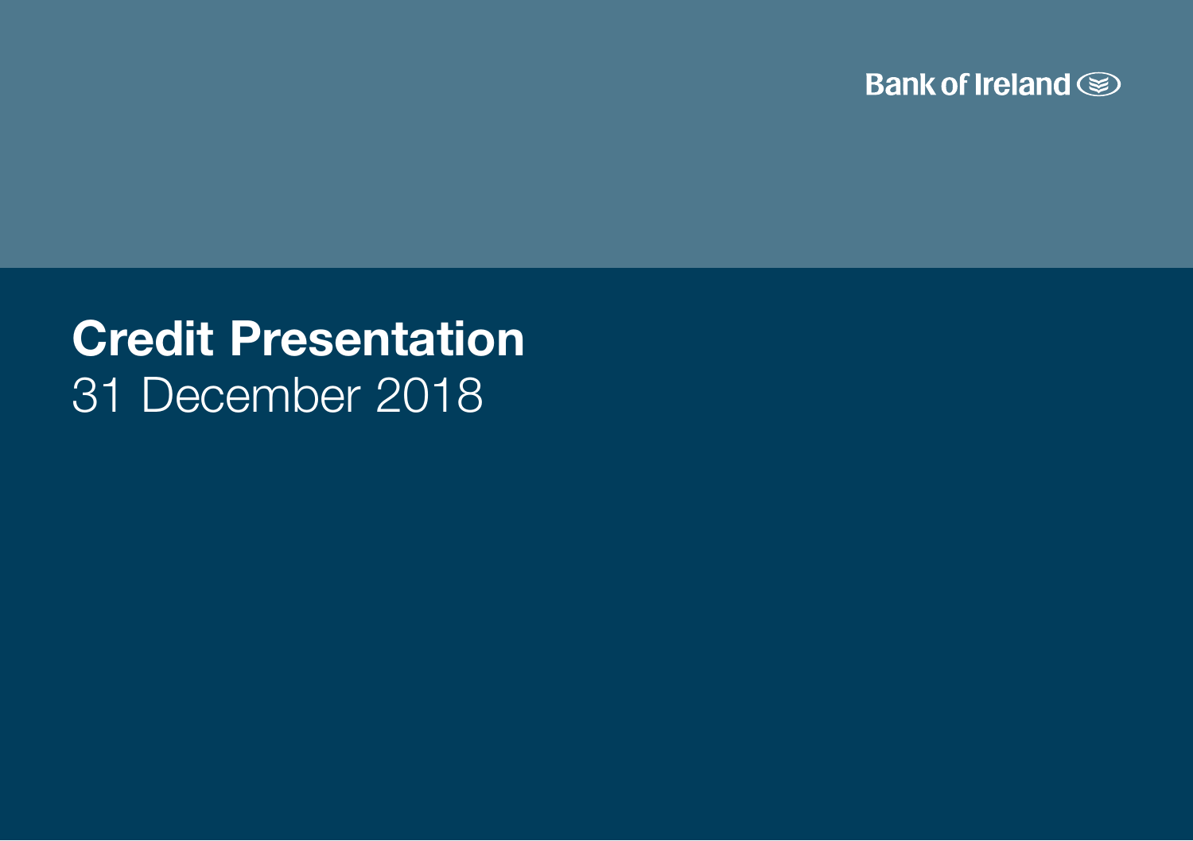Bank of Ireland

# Credit Presentation

31 December 2018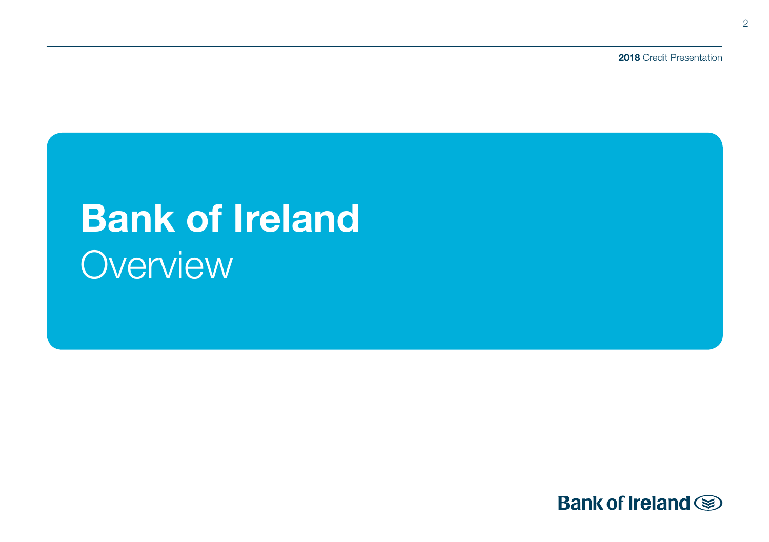# Bank of Ireland
## Overview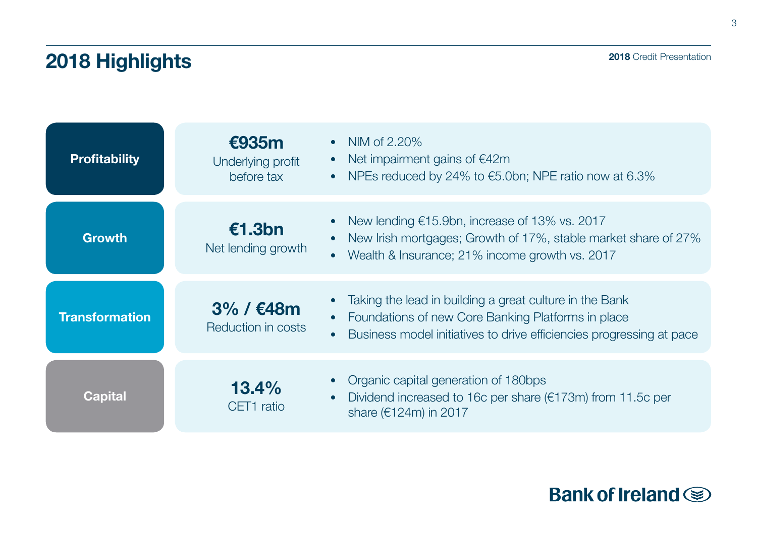# 2018 Highlights

| | | |
|---|---|---|
| **Profitability** | **€935m** Underlying profit before tax | • NIM of 2.20%<br>• Net impairment gains of €42m<br>• NPEs reduced by 24% to €5.0bn; NPE ratio now at 6.3% |
| **Growth** | **€1.3bn** Net lending growth | • New lending €15.9bn, increase of 13% vs. 2017<br>• New Irish mortgages; Growth of 17%, stable market share of 27%<br>• Wealth & Insurance; 21% income growth vs. 2017 |
| **Transformation** | **3% / €48m** Reduction in costs | • Taking the lead in building a great culture in the Bank<br>• Foundations of new Core Banking Platforms in place<br>• Business model initiatives to drive efficiencies progressing at pace |
| **Capital** | **13.4%** CET1 ratio | • Organic capital generation of 180bps<br>• Dividend increased to 16c per share (€173m) from 11.5c per share (€124m) in 2017 |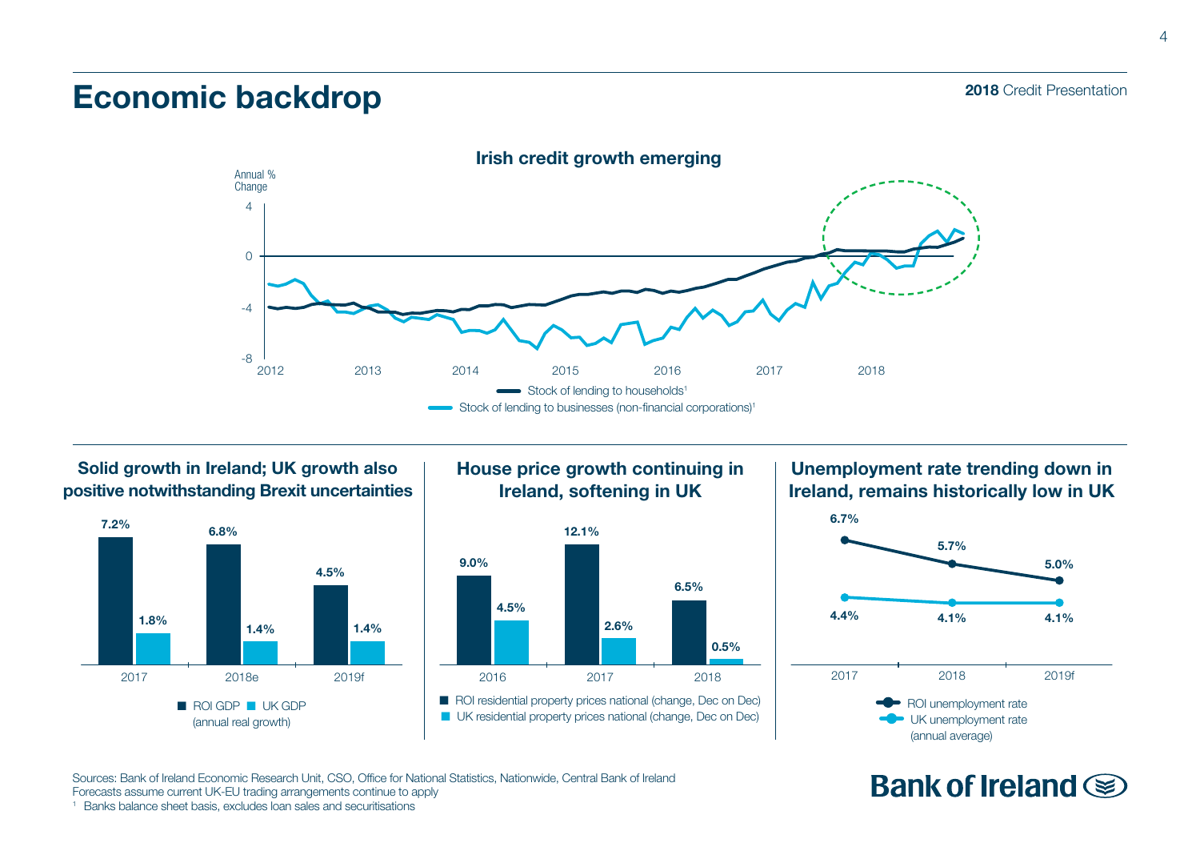# Economic backdrop

## Irish credit growth emerging

Annual % Change

- Stock of lending to households[1]
- Stock of lending to businesses (non-financial corporations)[1]

## Solid growth in Ireland; UK growth also positive notwithstanding Brexit uncertainties

| | ROI GDP | UK GDP |
|---|---|---|
| 2017 | 7.2% | 1.8% |
| 2018e | 6.8% | 1.4% |
| 2019f | 4.5% | 1.4% |

ROI GDP, UK GDP (annual real growth)

## House price growth continuing in Ireland, softening in UK

| | ROI residential property prices national (change, Dec on Dec) | UK residential property prices national (change, Dec on Dec) |
|---|---|---|
| 2016 | 9.0% | 4.5% |
| 2017 | 12.1% | 2.6% |
| 2018 | 6.5% | 0.5% |

## Unemployment rate trending down in Ireland, remains historically low in UK

| | ROI unemployment rate | UK unemployment rate |
|---|---|---|
| 2017 | 6.7% | 4.4% |
| 2018 | 5.7% | 4.1% |
| 2019f | 5.0% | 4.1% |

(annual average)

Sources: Bank of Ireland Economic Research Unit, CSO, Office for National Statistics, Nationwide, Central Bank of Ireland
Forecasts assume current UK-EU trading arrangements continue to apply
[1] Banks balance sheet basis, excludes loan sales and securitisations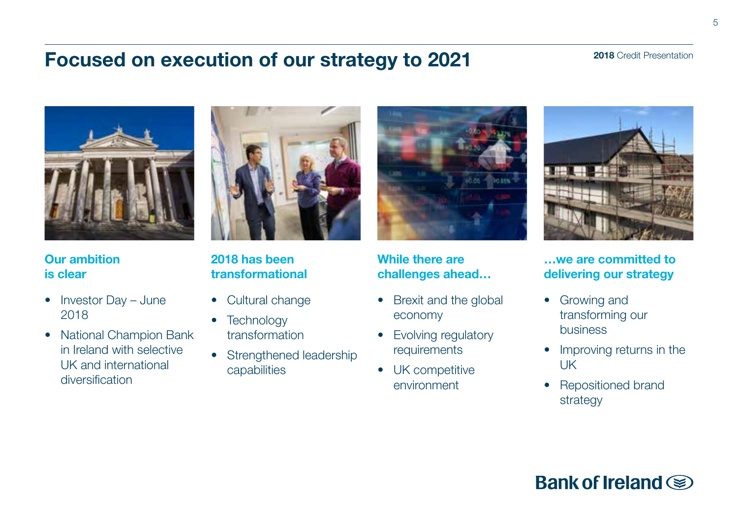# Focused on execution of our strategy to 2021

### Our ambition is clear

- Investor Day – June 2018
- National Champion Bank in Ireland with selective UK and international diversification

### 2018 has been transformational

- Cultural change
- Technology transformation
- Strengthened leadership capabilities

### While there are challenges ahead…

- Brexit and the global economy
- Evolving regulatory requirements
- UK competitive environment

### …we are committed to delivering our strategy

- Growing and transforming our business
- Improving returns in the UK
- Repositioned brand strategy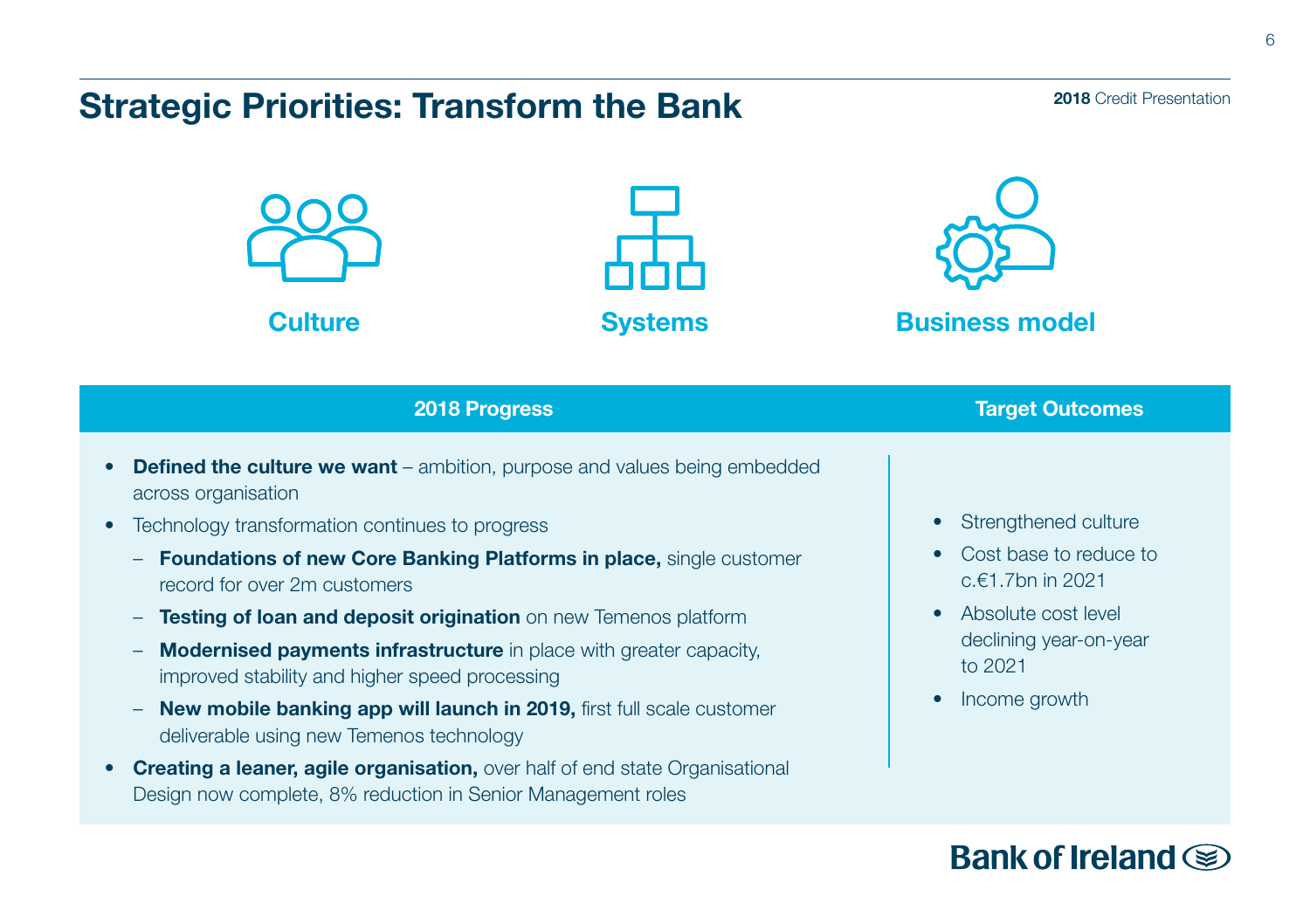# Strategic Priorities: Transform the Bank

**Culture** | **Systems** | **Business model**

| 2018 Progress | Target Outcomes |
| --- | --- |
| • **Defined the culture we want** – ambition, purpose and values being embedded across organisation<br>• Technology transformation continues to progress<br>  – **Foundations of new Core Banking Platforms in place,** single customer record for over 2m customers<br>  – **Testing of loan and deposit origination** on new Temenos platform<br>  – **Modernised payments infrastructure** in place with greater capacity, improved stability and higher speed processing<br>  – **New mobile banking app will launch in 2019,** first full scale customer deliverable using new Temenos technology<br>• **Creating a leaner, agile organisation,** over half of end state Organisational Design now complete, 8% reduction in Senior Management roles | • Strengthened culture<br>• Cost base to reduce to c.€1.7bn in 2021<br>• Absolute cost level declining year-on-year to 2021<br>• Income growth |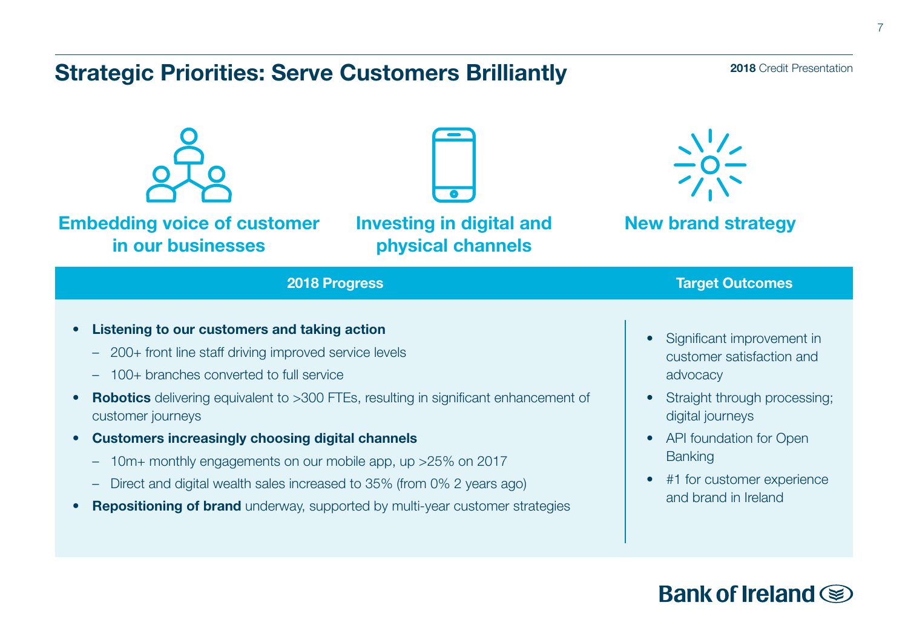# Strategic Priorities: Serve Customers Brilliantly

**Embedding voice of customer in our businesses**

**Investing in digital and physical channels**

**New brand strategy**

## 2018 Progress

- **Listening to our customers and taking action**
  - 200+ front line staff driving improved service levels
  - 100+ branches converted to full service
- **Robotics** delivering equivalent to >300 FTEs, resulting in significant enhancement of customer journeys
- **Customers increasingly choosing digital channels**
  - 10m+ monthly engagements on our mobile app, up >25% on 2017
  - Direct and digital wealth sales increased to 35% (from 0% 2 years ago)
- **Repositioning of brand** underway, supported by multi-year customer strategies

## Target Outcomes

- Significant improvement in customer satisfaction and advocacy
- Straight through processing; digital journeys
- API foundation for Open Banking
- #1 for customer experience and brand in Ireland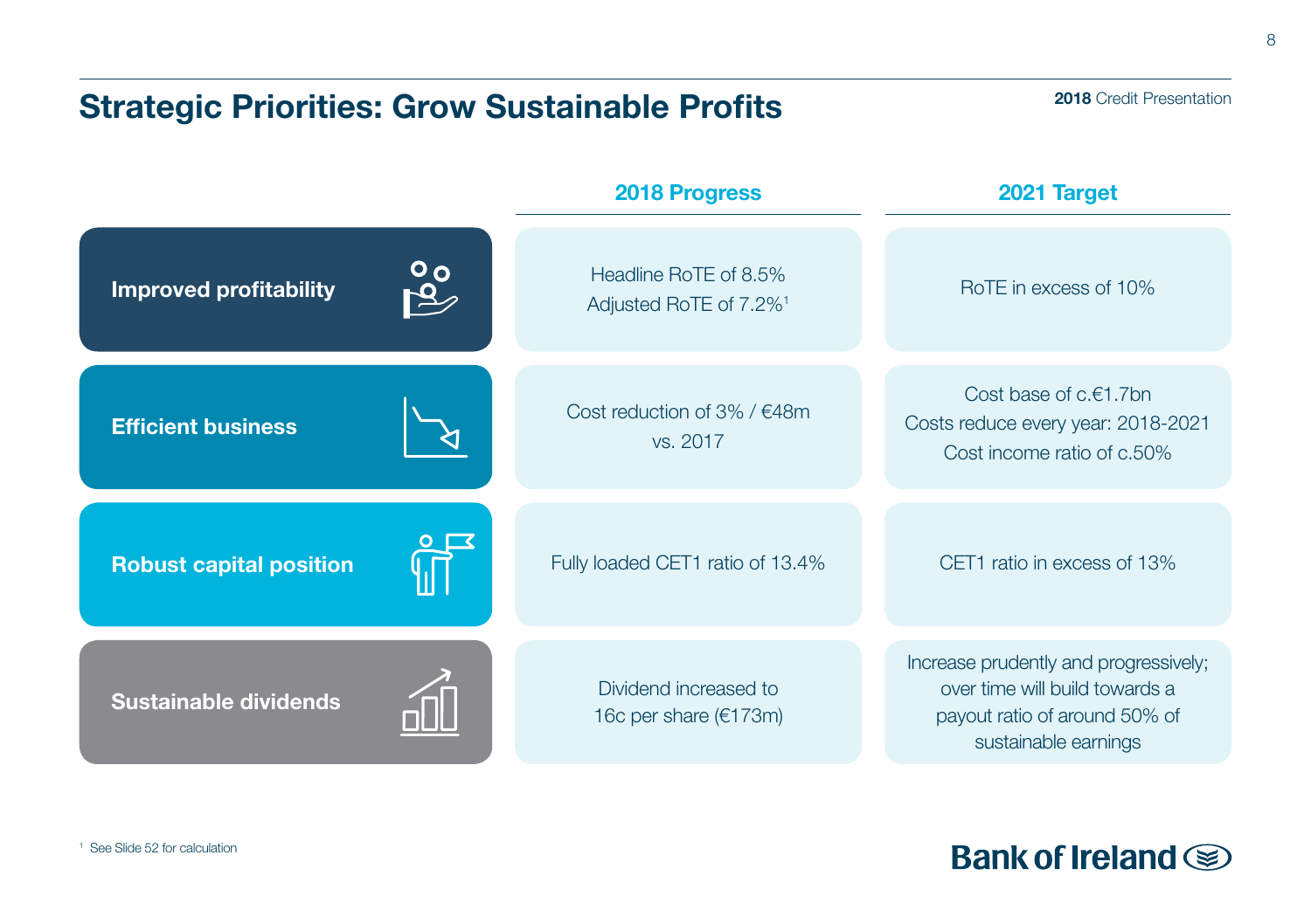# Strategic Priorities: Grow Sustainable Profits

| | 2018 Progress | 2021 Target |
|---|---|---|
| **Improved profitability** | Headline RoTE of 8.5%<br>Adjusted RoTE of 7.2%[1] | RoTE in excess of 10% |
| **Efficient business** | Cost reduction of 3% / €48m vs. 2017 | Cost base of c.€1.7bn<br>Costs reduce every year: 2018-2021<br>Cost income ratio of c.50% |
| **Robust capital position** | Fully loaded CET1 ratio of 13.4% | CET1 ratio in excess of 13% |
| **Sustainable dividends** | Dividend increased to 16c per share (€173m) | Increase prudently and progressively; over time will build towards a payout ratio of around 50% of sustainable earnings |

[1] See Slide 52 for calculation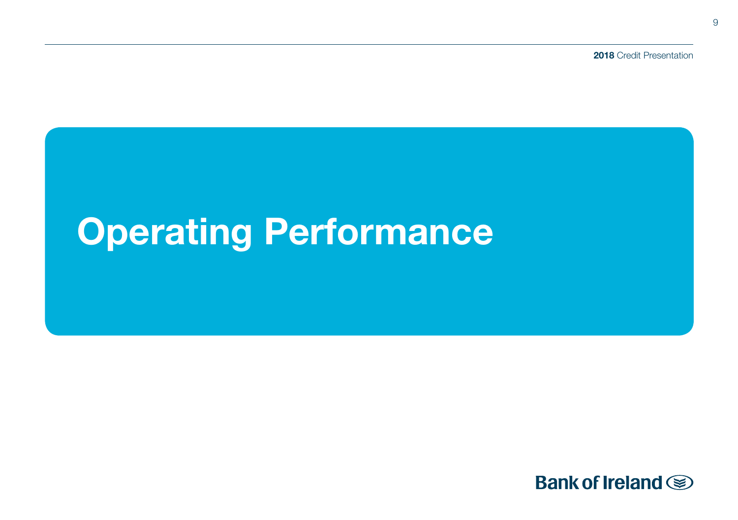# Operating Performance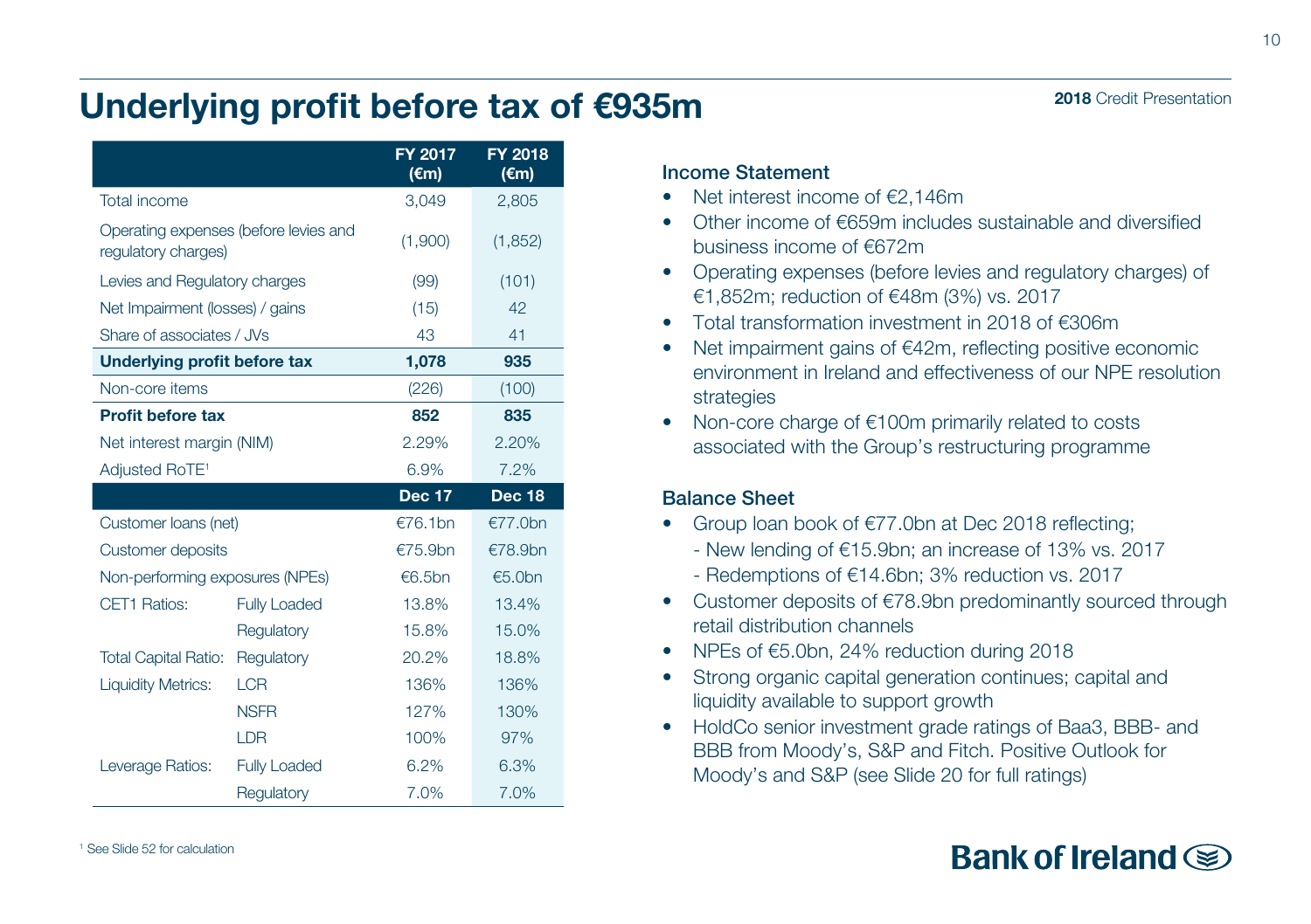# Underlying profit before tax of €935m

| | | FY 2017 (€m) | FY 2018 (€m) |
|---|---|---|---|
| Total income | | 3,049 | 2,805 |
| Operating expenses (before levies and regulatory charges) | | (1,900) | (1,852) |
| Levies and Regulatory charges | | (99) | (101) |
| Net Impairment (losses) / gains | | (15) | 42 |
| Share of associates / JVs | | 43 | 41 |
| **Underlying profit before tax** | | **1,078** | **935** |
| Non-core items | | (226) | (100) |
| **Profit before tax** | | **852** | **835** |
| Net interest margin (NIM) | | 2.29% | 2.20% |
| Adjusted RoTE[1] | | 6.9% | 7.2% |
| | | **Dec 17** | **Dec 18** |
| Customer loans (net) | | €76.1bn | €77.0bn |
| Customer deposits | | €75.9bn | €78.9bn |
| Non-performing exposures (NPEs) | | €6.5bn | €5.0bn |
| CET1 Ratios: | Fully Loaded | 13.8% | 13.4% |
| | Regulatory | 15.8% | 15.0% |
| Total Capital Ratio: | Regulatory | 20.2% | 18.8% |
| Liquidity Metrics: | LCR | 136% | 136% |
| | NSFR | 127% | 130% |
| | LDR | 100% | 97% |
| Leverage Ratios: | Fully Loaded | 6.2% | 6.3% |
| | Regulatory | 7.0% | 7.0% |

[1] See Slide 52 for calculation

### Income Statement

- Net interest income of €2,146m
- Other income of €659m includes sustainable and diversified business income of €672m
- Operating expenses (before levies and regulatory charges) of €1,852m; reduction of €48m (3%) vs. 2017
- Total transformation investment in 2018 of €306m
- Net impairment gains of €42m, reflecting positive economic environment in Ireland and effectiveness of our NPE resolution strategies
- Non-core charge of €100m primarily related to costs associated with the Group's restructuring programme

### Balance Sheet

- Group loan book of €77.0bn at Dec 2018 reflecting;
  - New lending of €15.9bn; an increase of 13% vs. 2017
  - Redemptions of €14.6bn; 3% reduction vs. 2017
- Customer deposits of €78.9bn predominantly sourced through retail distribution channels
- NPEs of €5.0bn, 24% reduction during 2018
- Strong organic capital generation continues; capital and liquidity available to support growth
- HoldCo senior investment grade ratings of Baa3, BBB- and BBB from Moody's, S&P and Fitch. Positive Outlook for Moody's and S&P (see Slide 20 for full ratings)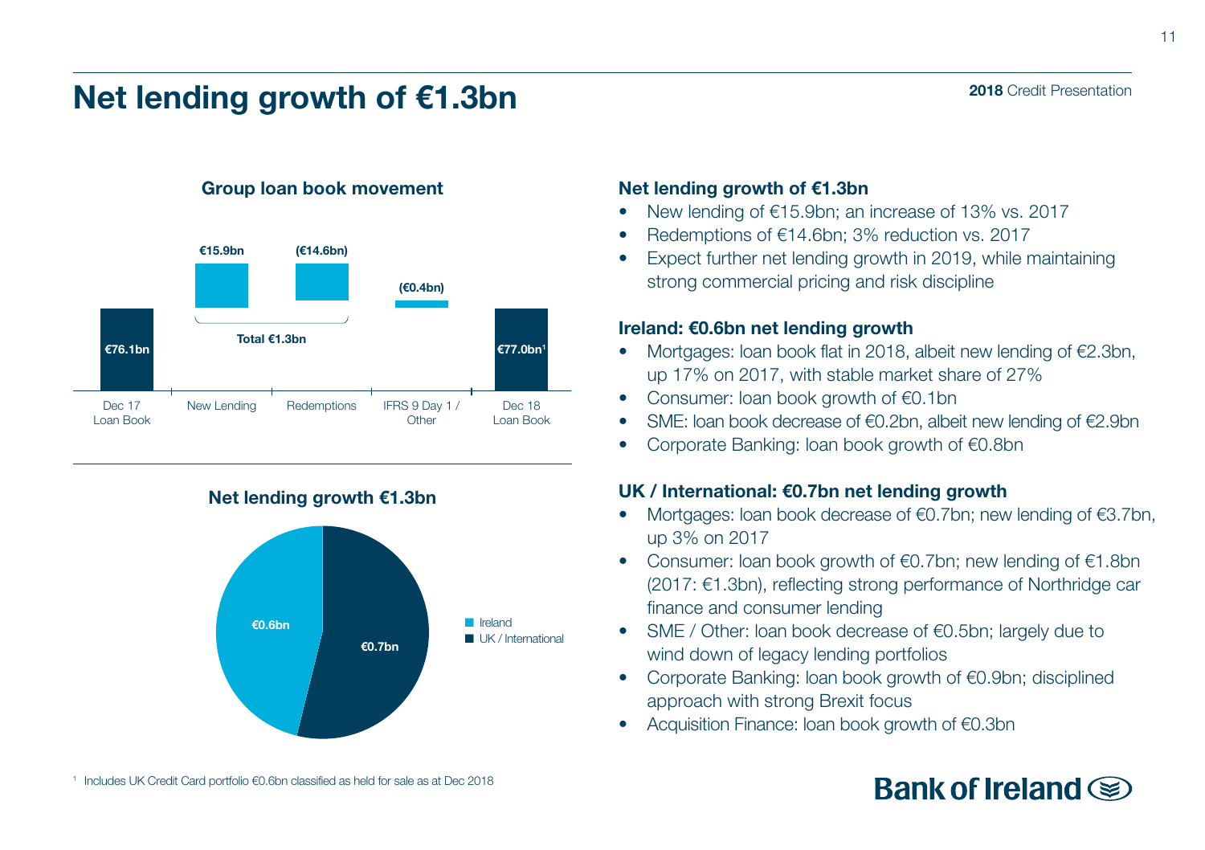# Net lending growth of €1.3bn

**Group loan book movement**

| Dec 17 Loan Book | New Lending | Redemptions | IFRS 9 Day 1 / Other | Dec 18 Loan Book |
|---|---|---|---|---|
| €76.1bn | €15.9bn | (€14.6bn) | (€0.4bn) | €77.0bn[1] |

Total €1.3bn

**Net lending growth €1.3bn**

| | |
|---|---|
| Ireland | €0.6bn |
| UK / International | €0.7bn |

**Net lending growth of €1.3bn**

- New lending of €15.9bn; an increase of 13% vs. 2017
- Redemptions of €14.6bn; 3% reduction vs. 2017
- Expect further net lending growth in 2019, while maintaining strong commercial pricing and risk discipline

**Ireland: €0.6bn net lending growth**

- Mortgages: loan book flat in 2018, albeit new lending of €2.3bn, up 17% on 2017, with stable market share of 27%
- Consumer: loan book growth of €0.1bn
- SME: loan book decrease of €0.2bn, albeit new lending of €2.9bn
- Corporate Banking: loan book growth of €0.8bn

**UK / International: €0.7bn net lending growth**

- Mortgages: loan book decrease of €0.7bn; new lending of €3.7bn, up 3% on 2017
- Consumer: loan book growth of €0.7bn; new lending of €1.8bn (2017: €1.3bn), reflecting strong performance of Northridge car finance and consumer lending
- SME / Other: loan book decrease of €0.5bn; largely due to wind down of legacy lending portfolios
- Corporate Banking: loan book growth of €0.9bn; disciplined approach with strong Brexit focus
- Acquisition Finance: loan book growth of €0.3bn

[1] Includes UK Credit Card portfolio €0.6bn classified as held for sale as at Dec 2018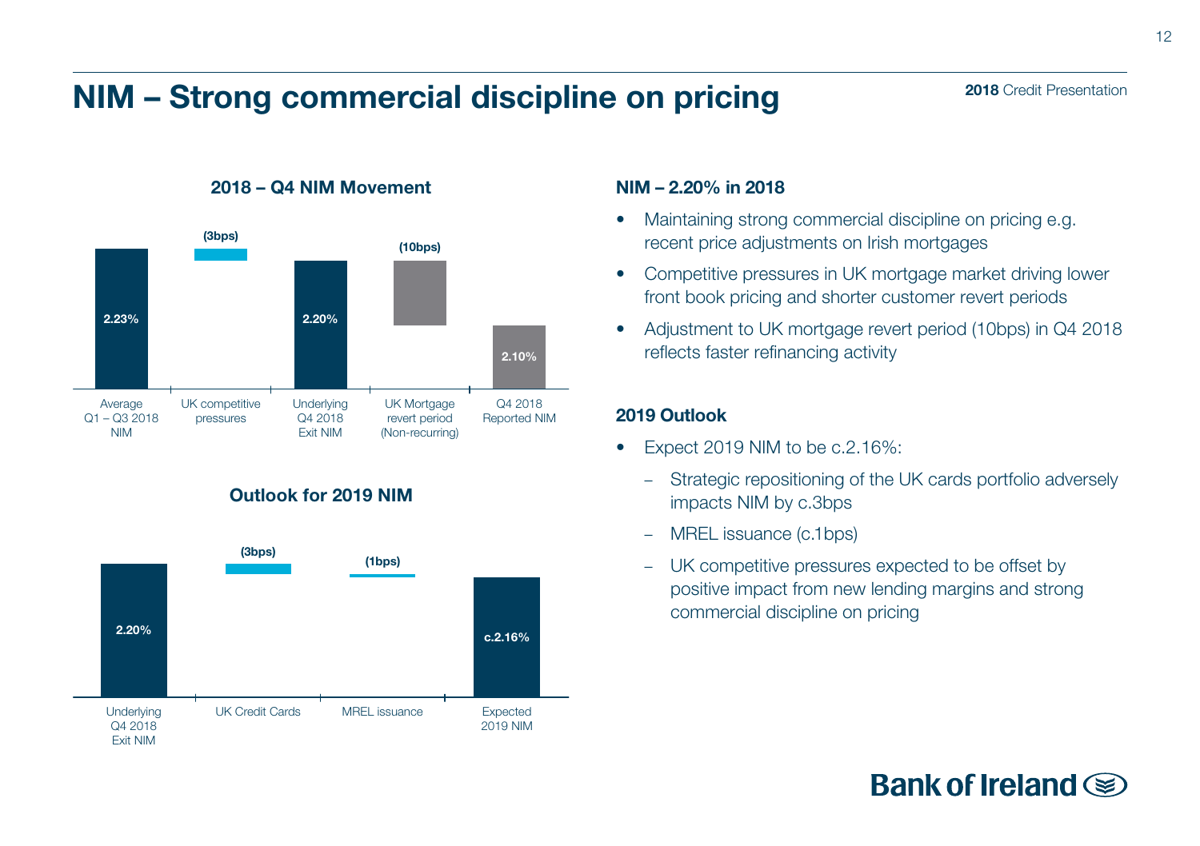# NIM – Strong commercial discipline on pricing

### 2018 – Q4 NIM Movement

| Average Q1 – Q3 2018 NIM | UK competitive pressures | Underlying Q4 2018 Exit NIM | UK Mortgage revert period (Non-recurring) | Q4 2018 Reported NIM |
|---|---|---|---|---|
| 2.23% | (3bps) | 2.20% | (10bps) | 2.10% |

### Outlook for 2019 NIM

| Underlying Q4 2018 Exit NIM | UK Credit Cards | MREL issuance | Expected 2019 NIM |
|---|---|---|---|
| 2.20% | (3bps) | (1bps) | c.2.16% |

### NIM – 2.20% in 2018

- Maintaining strong commercial discipline on pricing e.g. recent price adjustments on Irish mortgages
- Competitive pressures in UK mortgage market driving lower front book pricing and shorter customer revert periods
- Adjustment to UK mortgage revert period (10bps) in Q4 2018 reflects faster refinancing activity

### 2019 Outlook

- Expect 2019 NIM to be c.2.16%:
  - Strategic repositioning of the UK cards portfolio adversely impacts NIM by c.3bps
  - MREL issuance (c.1bps)
  - UK competitive pressures expected to be offset by positive impact from new lending margins and strong commercial discipline on pricing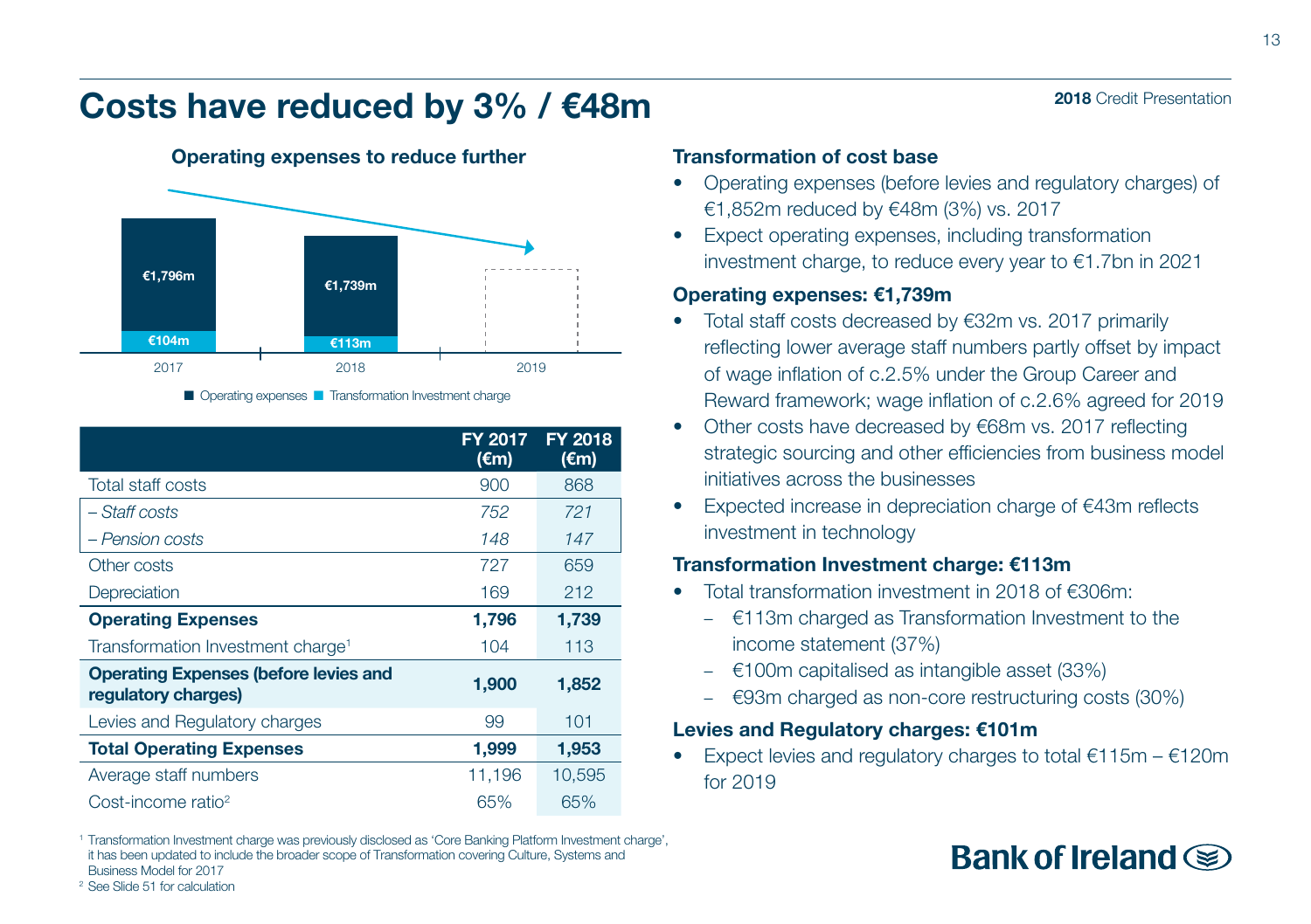# Costs have reduced by 3% / €48m

**Operating expenses to reduce further**

| | 2017 | 2018 | 2019 |
|---|---|---|---|
| Operating expenses | €1,796m | €1,739m | |
| Transformation Investment charge | €104m | €113m | |

| | FY 2017 (€m) | FY 2018 (€m) |
|---|---|---|
| Total staff costs | 900 | 868 |
| *– Staff costs* | *752* | *721* |
| *– Pension costs* | *148* | *147* |
| Other costs | 727 | 659 |
| Depreciation | 169 | 212 |
| **Operating Expenses** | **1,796** | **1,739** |
| Transformation Investment charge[1] | 104 | 113 |
| **Operating Expenses (before levies and regulatory charges)** | **1,900** | **1,852** |
| Levies and Regulatory charges | 99 | 101 |
| **Total Operating Expenses** | **1,999** | **1,953** |
| Average staff numbers | 11,196 | 10,595 |
| Cost-income ratio[2] | 65% | 65% |

[1] Transformation Investment charge was previously disclosed as 'Core Banking Platform Investment charge', it has been updated to include the broader scope of Transformation covering Culture, Systems and Business Model for 2017

[2] See Slide 51 for calculation

### Transformation of cost base

- Operating expenses (before levies and regulatory charges) of €1,852m reduced by €48m (3%) vs. 2017
- Expect operating expenses, including transformation investment charge, to reduce every year to €1.7bn in 2021

### Operating expenses: €1,739m

- Total staff costs decreased by €32m vs. 2017 primarily reflecting lower average staff numbers partly offset by impact of wage inflation of c.2.5% under the Group Career and Reward framework; wage inflation of c.2.6% agreed for 2019
- Other costs have decreased by €68m vs. 2017 reflecting strategic sourcing and other efficiencies from business model initiatives across the businesses
- Expected increase in depreciation charge of €43m reflects investment in technology

### Transformation Investment charge: €113m

- Total transformation investment in 2018 of €306m:
  - €113m charged as Transformation Investment to the income statement (37%)
  - €100m capitalised as intangible asset (33%)
  - €93m charged as non-core restructuring costs (30%)

### Levies and Regulatory charges: €101m

- Expect levies and regulatory charges to total €115m – €120m for 2019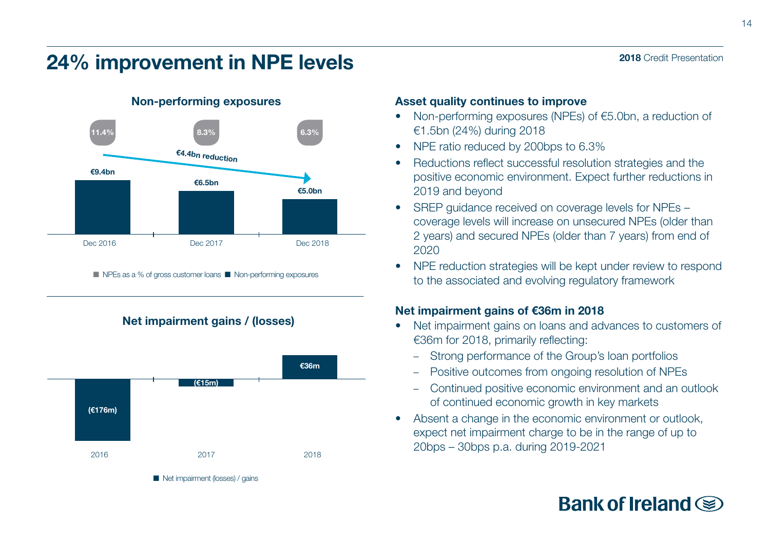# 24% improvement in NPE levels

## Non-performing exposures

| | Dec 2016 | Dec 2017 | Dec 2018 |
|---|---|---|---|
| Non-performing exposures | €9.4bn | €6.5bn | €5.0bn |
| NPEs as a % of gross customer loans | 11.4% | 8.3% | 6.3% |

€4.4bn reduction

## Net impairment gains / (losses)

| | 2016 | 2017 | 2018 |
|---|---|---|---|
| Net impairment (losses) / gains | (€176m) | (€15m) | €36m |

### Asset quality continues to improve

- Non-performing exposures (NPEs) of €5.0bn, a reduction of €1.5bn (24%) during 2018
- NPE ratio reduced by 200bps to 6.3%
- Reductions reflect successful resolution strategies and the positive economic environment. Expect further reductions in 2019 and beyond
- SREP guidance received on coverage levels for NPEs – coverage levels will increase on unsecured NPEs (older than 2 years) and secured NPEs (older than 7 years) from end of 2020
- NPE reduction strategies will be kept under review to respond to the associated and evolving regulatory framework

### Net impairment gains of €36m in 2018

- Net impairment gains on loans and advances to customers of €36m for 2018, primarily reflecting:
  - Strong performance of the Group's loan portfolios
  - Positive outcomes from ongoing resolution of NPEs
  - Continued positive economic environment and an outlook of continued economic growth in key markets
- Absent a change in the economic environment or outlook, expect net impairment charge to be in the range of up to 20bps – 30bps p.a. during 2019-2021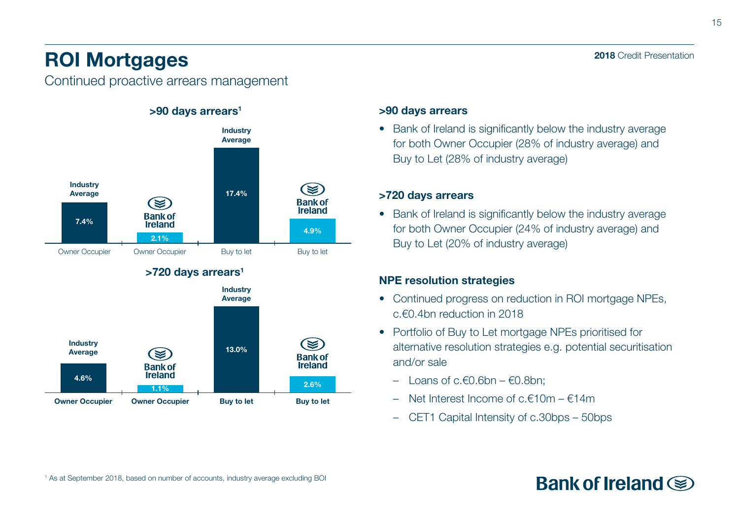# ROI Mortgages

Continued proactive arrears management

### >90 days arrears[1]

| | Owner Occupier | Buy to let |
|---|---|---|
| Industry Average | 7.4% | 17.4% |
| Bank of Ireland | 2.1% | 4.9% |

### >720 days arrears[1]

| | Owner Occupier | Buy to let |
|---|---|---|
| Industry Average | 4.6% | 13.0% |
| Bank of Ireland | 1.1% | 2.6% |

### >90 days arrears

- Bank of Ireland is significantly below the industry average for both Owner Occupier (28% of industry average) and Buy to Let (28% of industry average)

### >720 days arrears

- Bank of Ireland is significantly below the industry average for both Owner Occupier (24% of industry average) and Buy to Let (20% of industry average)

### NPE resolution strategies

- Continued progress on reduction in ROI mortgage NPEs, c.€0.4bn reduction in 2018
- Portfolio of Buy to Let mortgage NPEs prioritised for alternative resolution strategies e.g. potential securitisation and/or sale
  - Loans of c.€0.6bn – €0.8bn;
  - Net Interest Income of c.€10m – €14m
  - CET1 Capital Intensity of c.30bps – 50bps

[1] As at September 2018, based on number of accounts, industry average excluding BOI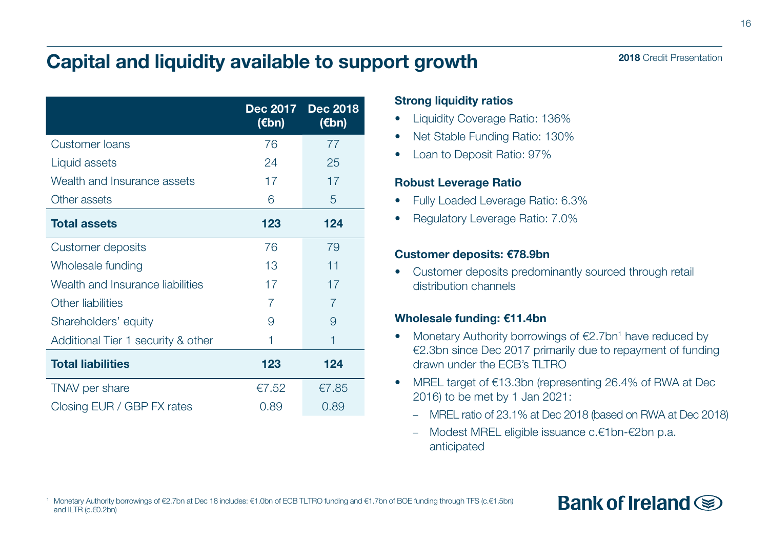# Capital and liquidity available to support growth

|  | Dec 2017 (€bn) | Dec 2018 (€bn) |
|---|---|---|
| Customer loans | 76 | 77 |
| Liquid assets | 24 | 25 |
| Wealth and Insurance assets | 17 | 17 |
| Other assets | 6 | 5 |
| **Total assets** | **123** | **124** |
| Customer deposits | 76 | 79 |
| Wholesale funding | 13 | 11 |
| Wealth and Insurance liabilities | 17 | 17 |
| Other liabilities | 7 | 7 |
| Shareholders' equity | 9 | 9 |
| Additional Tier 1 security & other | 1 | 1 |
| **Total liabilities** | **123** | **124** |
| TNAV per share | €7.52 | €7.85 |
| Closing EUR / GBP FX rates | 0.89 | 0.89 |

**Strong liquidity ratios**

- Liquidity Coverage Ratio: 136%
- Net Stable Funding Ratio: 130%
- Loan to Deposit Ratio: 97%

**Robust Leverage Ratio**

- Fully Loaded Leverage Ratio: 6.3%
- Regulatory Leverage Ratio: 7.0%

**Customer deposits: €78.9bn**

- Customer deposits predominantly sourced through retail distribution channels

**Wholesale funding: €11.4bn**

- Monetary Authority borrowings of €2.7bn[1] have reduced by €2.3bn since Dec 2017 primarily due to repayment of funding drawn under the ECB's TLTRO
- MREL target of €13.3bn (representing 26.4% of RWA at Dec 2016) to be met by 1 Jan 2021:
  - MREL ratio of 23.1% at Dec 2018 (based on RWA at Dec 2018)
  - Modest MREL eligible issuance c.€1bn-€2bn p.a. anticipated

[1] Monetary Authority borrowings of €2.7bn at Dec 18 includes: €1.0bn of ECB TLTRO funding and €1.7bn of BOE funding through TFS (c.€1.5bn) and ILTR (c.€0.2bn)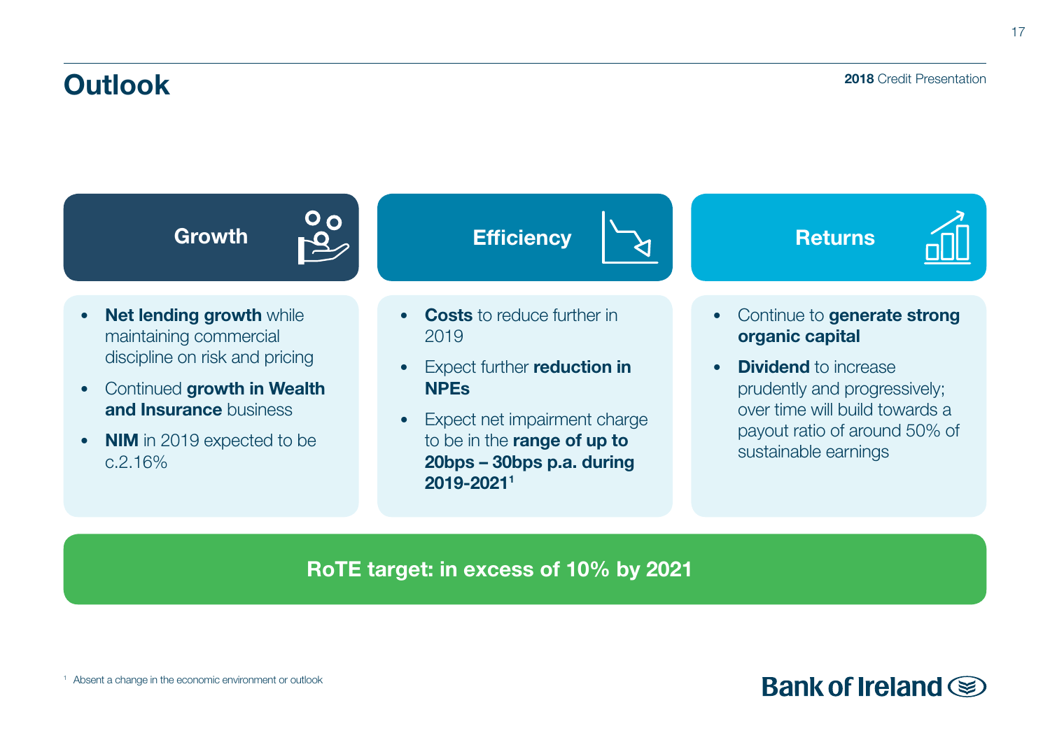# Outlook

## Growth

- **Net lending growth** while maintaining commercial discipline on risk and pricing
- Continued **growth in Wealth and Insurance** business
- **NIM** in 2019 expected to be c.2.16%

## Efficiency

- **Costs** to reduce further in 2019
- Expect further **reduction in NPEs**
- Expect net impairment charge to be in the **range of up to 20bps – 30bps p.a. during 2019-2021**[1]

## Returns

- Continue to **generate strong organic capital**
- **Dividend** to increase prudently and progressively; over time will build towards a payout ratio of around 50% of sustainable earnings

**RoTE target: in excess of 10% by 2021**

[1] Absent a change in the economic environment or outlook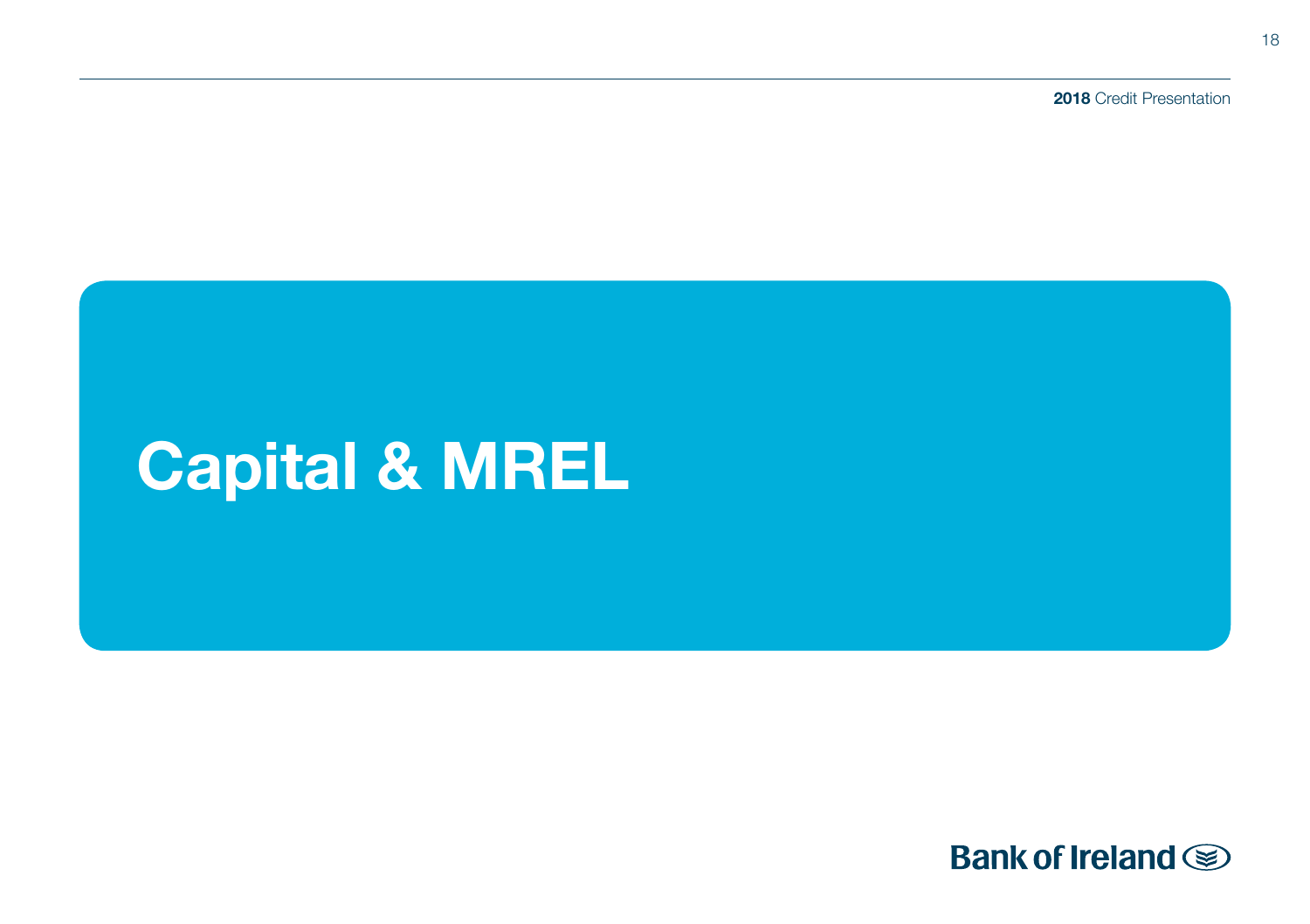# Capital & MREL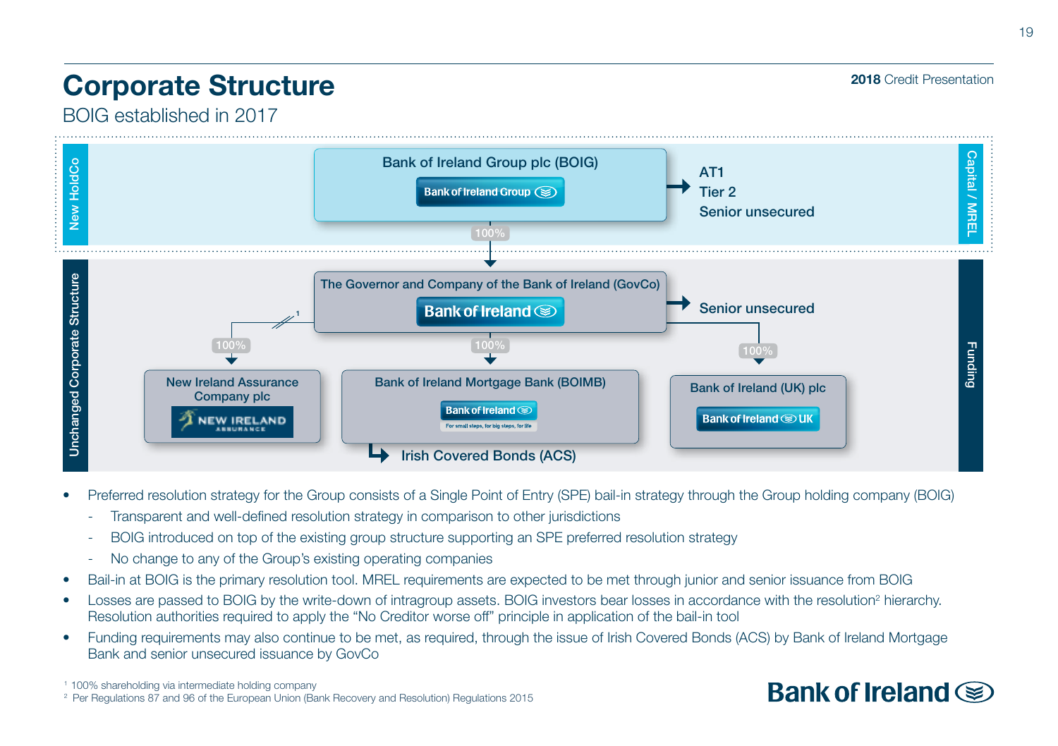# Corporate Structure

BOIG established in 2017

**New HoldCo** | **Capital / MREL**

**Bank of Ireland Group plc (BOIG)** — Bank of Ireland Group
→ AT1, Tier 2, Senior unsecured

100%

**Unchanged Corporate Structure** | **Funding**

**The Governor and Company of the Bank of Ireland (GovCo)** — Bank of Ireland
→ Senior unsecured

- 100%[1] → New Ireland Assurance Company plc (NEW IRELAND ASSURANCE)
- 100% → Bank of Ireland Mortgage Bank (BOIMB) → Irish Covered Bonds (ACS)
- 100% → Bank of Ireland (UK) plc (Bank of Ireland UK)

- Preferred resolution strategy for the Group consists of a Single Point of Entry (SPE) bail-in strategy through the Group holding company (BOIG)
  - Transparent and well-defined resolution strategy in comparison to other jurisdictions
  - BOIG introduced on top of the existing group structure supporting an SPE preferred resolution strategy
  - No change to any of the Group's existing operating companies
- Bail-in at BOIG is the primary resolution tool. MREL requirements are expected to be met through junior and senior issuance from BOIG
- Losses are passed to BOIG by the write-down of intragroup assets. BOIG investors bear losses in accordance with the resolution[2] hierarchy. Resolution authorities required to apply the "No Creditor worse off" principle in application of the bail-in tool
- Funding requirements may also continue to be met, as required, through the issue of Irish Covered Bonds (ACS) by Bank of Ireland Mortgage Bank and senior unsecured issuance by GovCo

[1] 100% shareholding via intermediate holding company
[2] Per Regulations 87 and 96 of the European Union (Bank Recovery and Resolution) Regulations 2015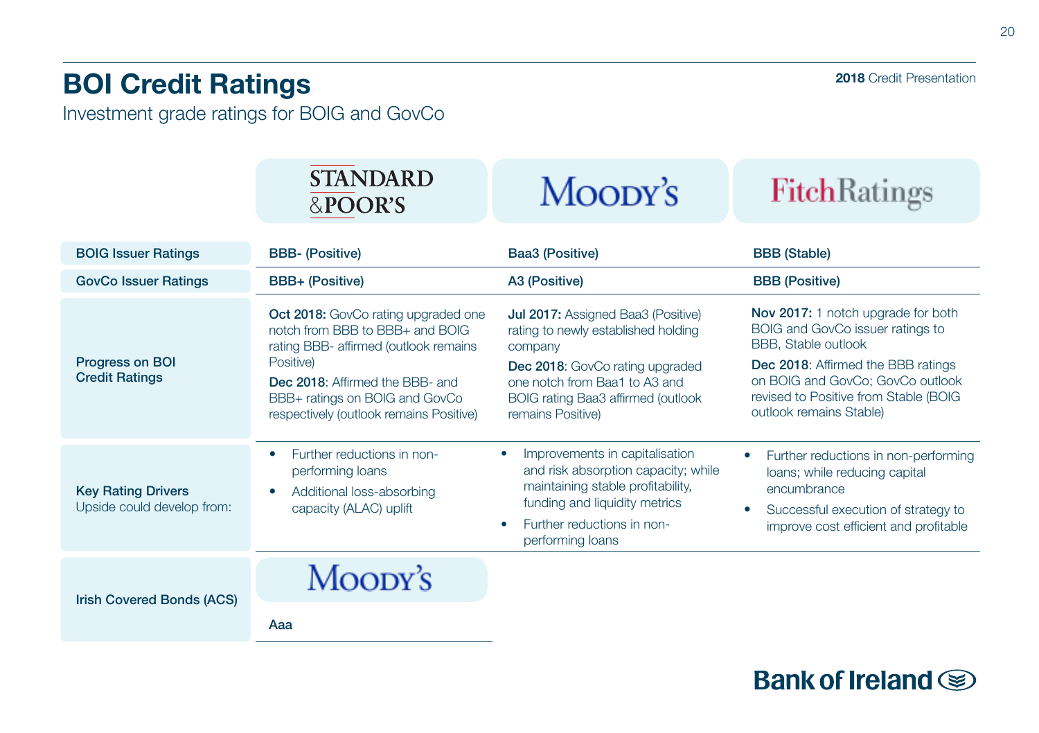# BOI Credit Ratings

Investment grade ratings for BOIG and GovCo

| | Standard & Poor's | Moody's | Fitch Ratings |
|---|---|---|---|
| **BOIG Issuer Ratings** | **BBB- (Positive)** | **Baa3 (Positive)** | **BBB (Stable)** |
| **GovCo Issuer Ratings** | **BBB+ (Positive)** | **A3 (Positive)** | **BBB (Positive)** |
| **Progress on BOI Credit Ratings** | **Oct 2018:** GovCo rating upgraded one notch from BBB to BBB+ and BOIG rating BBB- affirmed (outlook remains Positive)<br>**Dec 2018**: Affirmed the BBB- and BBB+ ratings on BOIG and GovCo respectively (outlook remains Positive) | **Jul 2017:** Assigned Baa3 (Positive) rating to newly established holding company<br>**Dec 2018**: GovCo rating upgraded one notch from Baa1 to A3 and BOIG rating Baa3 affirmed (outlook remains Positive) | **Nov 2017:** 1 notch upgrade for both BOIG and GovCo issuer ratings to BBB, Stable outlook<br>**Dec 2018**: Affirmed the BBB ratings on BOIG and GovCo; GovCo outlook revised to Positive from Stable (BOIG outlook remains Stable) |
| **Key Rating Drivers**<br>Upside could develop from: | • Further reductions in non-performing loans<br>• Additional loss-absorbing capacity (ALAC) uplift | • Improvements in capitalisation and risk absorption capacity; while maintaining stable profitability, funding and liquidity metrics<br>• Further reductions in non-performing loans | • Further reductions in non-performing loans; while reducing capital encumbrance<br>• Successful execution of strategy to improve cost efficient and profitable |

| | Moody's |
|---|---|
| **Irish Covered Bonds (ACS)** | **Aaa** |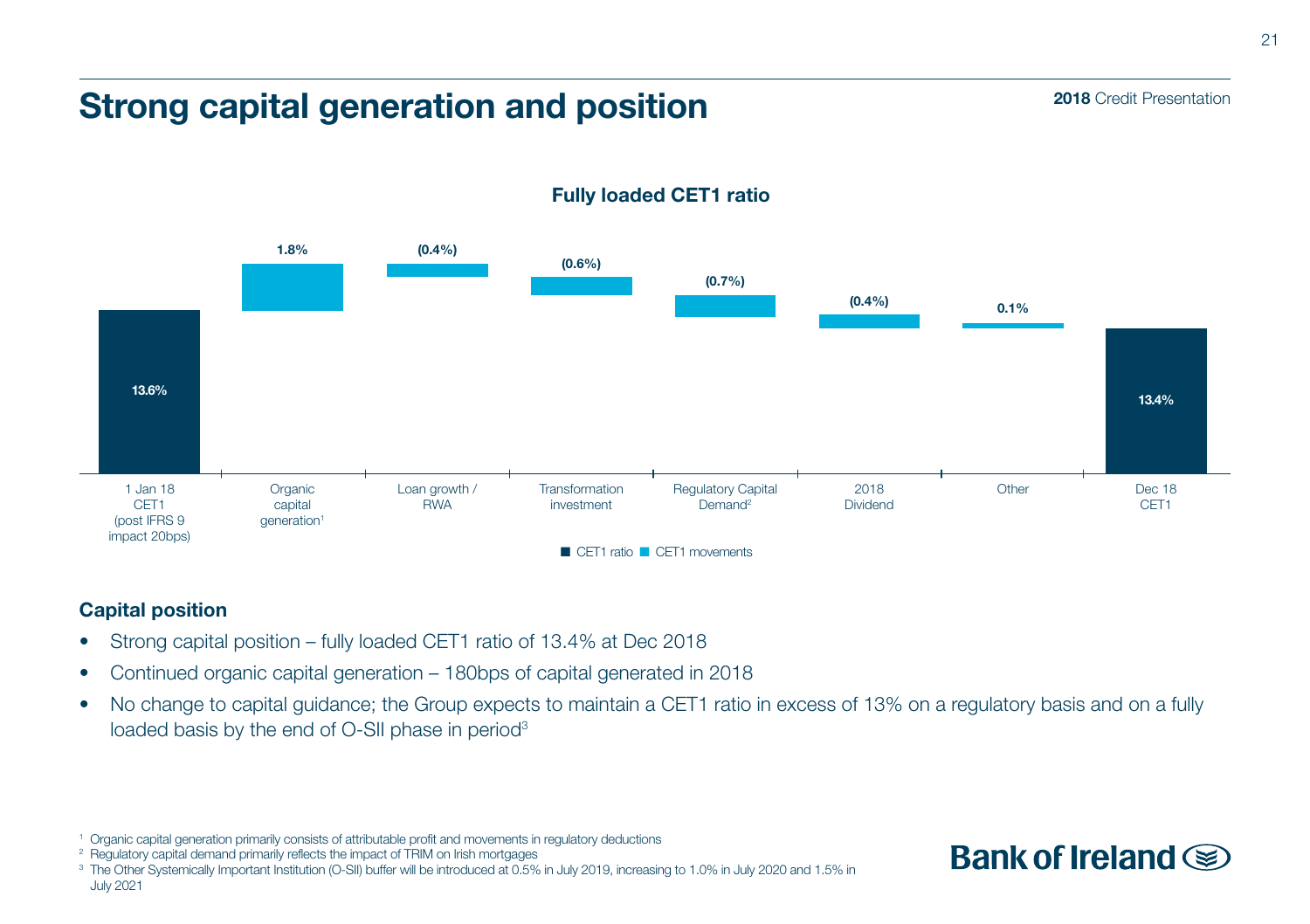# Strong capital generation and position

**2018** Credit Presentation

### Fully loaded CET1 ratio

| | 1 Jan 18 CET1 (post IFRS 9 impact 20bps) | Organic capital generation[1] | Loan growth / RWA | Transformation investment | Regulatory Capital Demand[2] | 2018 Dividend | Other | Dec 18 CET1 |
|---|---|---|---|---|---|---|---|---|
| CET1 ratio | 13.6% | | | | | | | 13.4% |
| CET1 movements | | 1.8% | (0.4%) | (0.6%) | (0.7%) | (0.4%) | 0.1% | |

## Capital position

- Strong capital position – fully loaded CET1 ratio of 13.4% at Dec 2018
- Continued organic capital generation – 180bps of capital generated in 2018
- No change to capital guidance; the Group expects to maintain a CET1 ratio in excess of 13% on a regulatory basis and on a fully loaded basis by the end of O-SII phase in period[3]

[1] Organic capital generation primarily consists of attributable profit and movements in regulatory deductions

[2] Regulatory capital demand primarily reflects the impact of TRIM on Irish mortgages

[3] The Other Systemically Important Institution (O-SII) buffer will be introduced at 0.5% in July 2019, increasing to 1.0% in July 2020 and 1.5% in July 2021

Bank of Ireland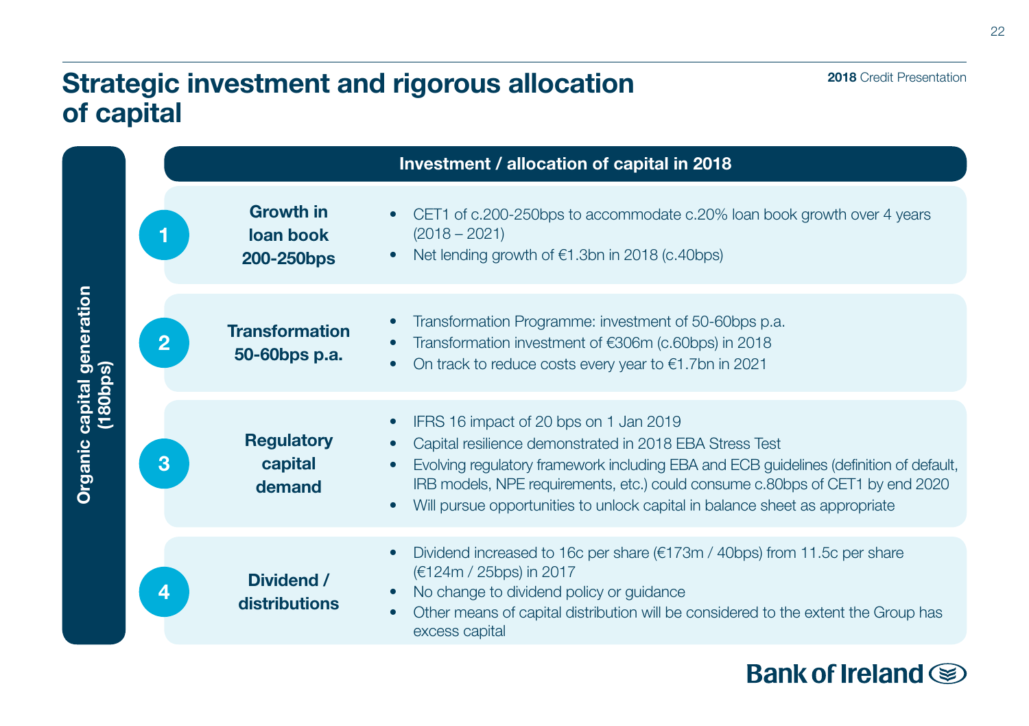# Strategic investment and rigorous allocation of capital

**Organic capital generation (180bps)**

## Investment / allocation of capital in 2018

### 1 Growth in loan book 200-250bps

- CET1 of c.200-250bps to accommodate c.20% loan book growth over 4 years (2018 – 2021)
- Net lending growth of €1.3bn in 2018 (c.40bps)

### 2 Transformation 50-60bps p.a.

- Transformation Programme: investment of 50-60bps p.a.
- Transformation investment of €306m (c.60bps) in 2018
- On track to reduce costs every year to €1.7bn in 2021

### 3 Regulatory capital demand

- IFRS 16 impact of 20 bps on 1 Jan 2019
- Capital resilience demonstrated in 2018 EBA Stress Test
- Evolving regulatory framework including EBA and ECB guidelines (definition of default, IRB models, NPE requirements, etc.) could consume c.80bps of CET1 by end 2020
- Will pursue opportunities to unlock capital in balance sheet as appropriate

### 4 Dividend / distributions

- Dividend increased to 16c per share (€173m / 40bps) from 11.5c per share (€124m / 25bps) in 2017
- No change to dividend policy or guidance
- Other means of capital distribution will be considered to the extent the Group has excess capital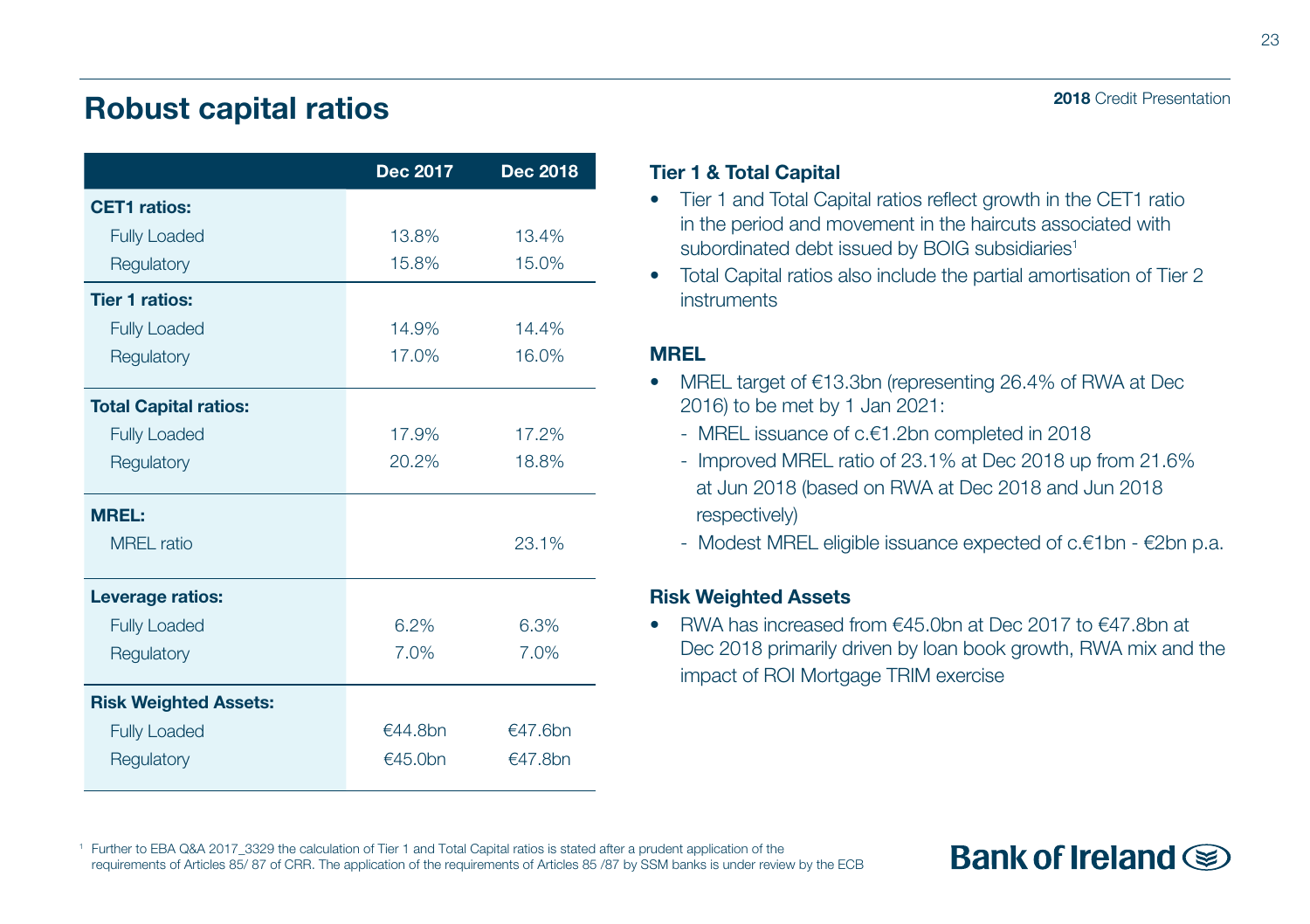# Robust capital ratios

| | Dec 2017 | Dec 2018 |
|---|---|---|
| **CET1 ratios:** | | |
| Fully Loaded | 13.8% | 13.4% |
| Regulatory | 15.8% | 15.0% |
| **Tier 1 ratios:** | | |
| Fully Loaded | 14.9% | 14.4% |
| Regulatory | 17.0% | 16.0% |
| **Total Capital ratios:** | | |
| Fully Loaded | 17.9% | 17.2% |
| Regulatory | 20.2% | 18.8% |
| **MREL:** | | |
| MREL ratio | | 23.1% |
| **Leverage ratios:** | | |
| Fully Loaded | 6.2% | 6.3% |
| Regulatory | 7.0% | 7.0% |
| **Risk Weighted Assets:** | | |
| Fully Loaded | €44.8bn | €47.6bn |
| Regulatory | €45.0bn | €47.8bn |

### Tier 1 & Total Capital

- Tier 1 and Total Capital ratios reflect growth in the CET1 ratio in the period and movement in the haircuts associated with subordinated debt issued by BOIG subsidiaries[1]
- Total Capital ratios also include the partial amortisation of Tier 2 instruments

### MREL

- MREL target of €13.3bn (representing 26.4% of RWA at Dec 2016) to be met by 1 Jan 2021:
  - MREL issuance of c.€1.2bn completed in 2018
  - Improved MREL ratio of 23.1% at Dec 2018 up from 21.6% at Jun 2018 (based on RWA at Dec 2018 and Jun 2018 respectively)
  - Modest MREL eligible issuance expected of c.€1bn - €2bn p.a.

### Risk Weighted Assets

- RWA has increased from €45.0bn at Dec 2017 to €47.8bn at Dec 2018 primarily driven by loan book growth, RWA mix and the impact of ROI Mortgage TRIM exercise

[1] Further to EBA Q&A 2017_3329 the calculation of Tier 1 and Total Capital ratios is stated after a prudent application of the requirements of Articles 85/ 87 of CRR. The application of the requirements of Articles 85 /87 by SSM banks is under review by the ECB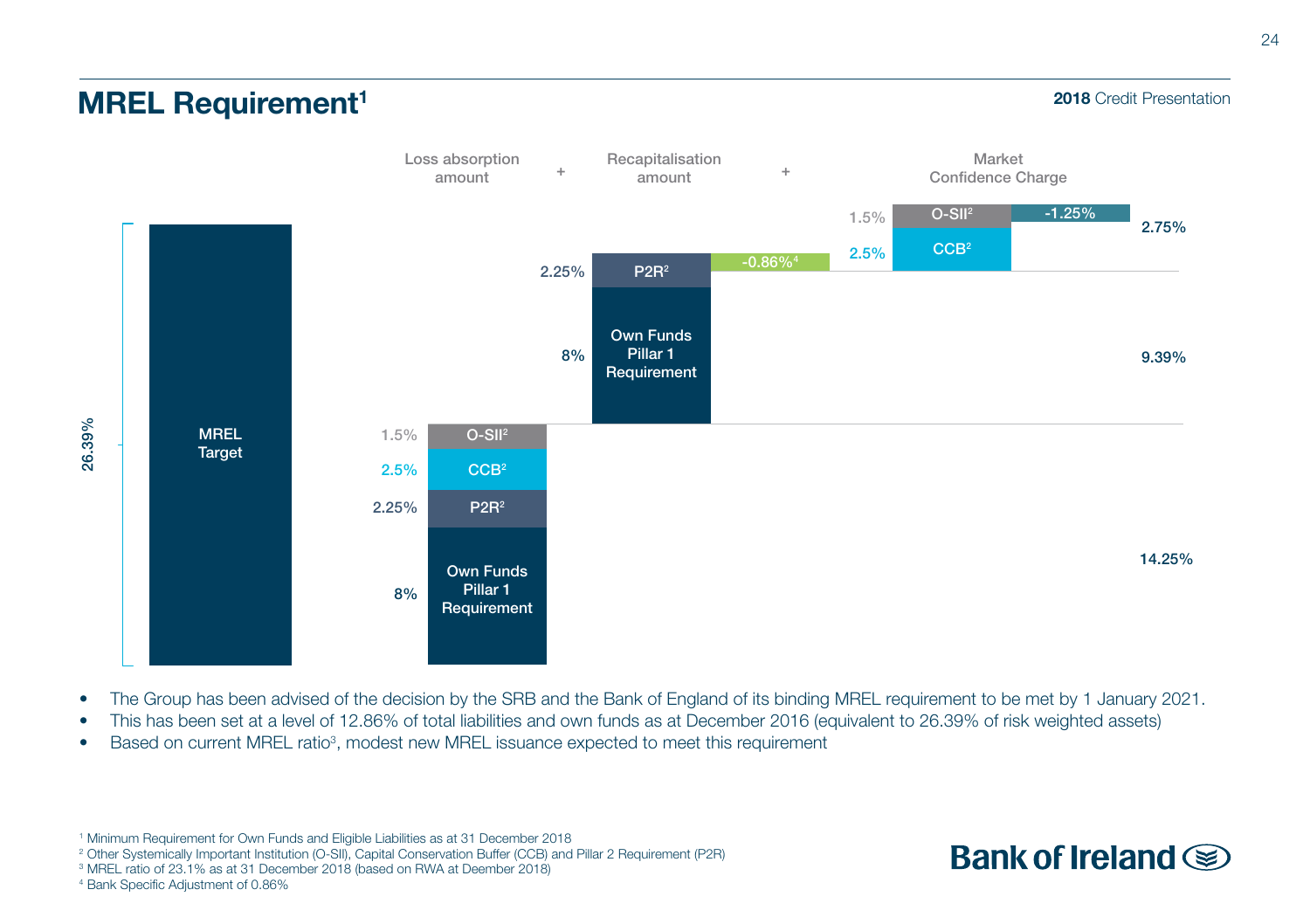# MREL Requirement[1]

2018 Credit Presentation

| | Loss absorption amount | + | Recapitalisation amount | + | Market Confidence Charge |
|---|---|---|---|---|---|
| MREL Target 26.39% | Own Funds Pillar 1 Requirement 8% | | Own Funds Pillar 1 Requirement 8% | | CCB[2] 2.5% |
| | P2R[2] 2.25% | | P2R[2] 2.25% | | O-SII[2] 1.5% |
| | CCB[2] 2.5% | | -0.86%[4] | | -1.25% |
| | O-SII[2] 1.5% | | | | |
| | 14.25% | | 9.39% | | 2.75% |

- The Group has been advised of the decision by the SRB and the Bank of England of its binding MREL requirement to be met by 1 January 2021.
- This has been set at a level of 12.86% of total liabilities and own funds as at December 2016 (equivalent to 26.39% of risk weighted assets)
- Based on current MREL ratio[3], modest new MREL issuance expected to meet this requirement

[1] Minimum Requirement for Own Funds and Eligible Liabilities as at 31 December 2018
[2] Other Systemically Important Institution (O-SII), Capital Conservation Buffer (CCB) and Pillar 2 Requirement (P2R)
[3] MREL ratio of 23.1% as at 31 December 2018 (based on RWA at Deember 2018)
[4] Bank Specific Adjustment of 0.86%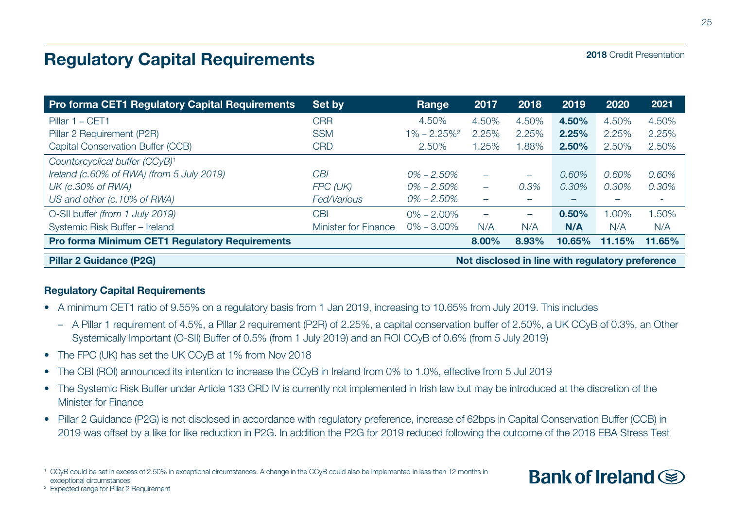# Regulatory Capital Requirements

| Pro forma CET1 Regulatory Capital Requirements | Set by | Range | 2017 | 2018 | 2019 | 2020 | 2021 |
|---|---|---|---|---|---|---|---|
| Pillar 1 – CET1 | CRR | 4.50% | 4.50% | 4.50% | **4.50%** | 4.50% | 4.50% |
| Pillar 2 Requirement (P2R) | SSM | 1% – 2.25%[2] | 2.25% | 2.25% | **2.25%** | 2.25% | 2.25% |
| Capital Conservation Buffer (CCB) | CRD | 2.50% | 1.25% | 1.88% | **2.50%** | 2.50% | 2.50% |
| *Countercyclical buffer (CCyB)[1]* | | | | | | | |
| *Ireland (c.60% of RWA) (from 5 July 2019)* | *CBI* | *0% – 2.50%* | – | – | *0.60%* | *0.60%* | *0.60%* |
| *UK (c.30% of RWA)* | *FPC (UK)* | *0% – 2.50%* | – | *0.3%* | *0.30%* | *0.30%* | *0.30%* |
| *US and other (c.10% of RWA)* | *Fed/Various* | *0% – 2.50%* | – | – | – | – | - |
| O-SII buffer *(from 1 July 2019)* | CBI | 0% – 2.00% | – | – | **0.50%** | 1.00% | 1.50% |
| Systemic Risk Buffer – Ireland | Minister for Finance | 0% – 3.00% | N/A | N/A | **N/A** | N/A | N/A |
| **Pro forma Minimum CET1 Regulatory Requirements** | | | **8.00%** | **8.93%** | **10.65%** | **11.15%** | **11.65%** |
| **Pillar 2 Guidance (P2G)** | | | **Not disclosed in line with regulatory preference** | | | | |

**Regulatory Capital Requirements**

- A minimum CET1 ratio of 9.55% on a regulatory basis from 1 Jan 2019, increasing to 10.65% from July 2019. This includes
  - A Pillar 1 requirement of 4.5%, a Pillar 2 requirement (P2R) of 2.25%, a capital conservation buffer of 2.50%, a UK CCyB of 0.3%, an Other Systemically Important (O-SII) Buffer of 0.5% (from 1 July 2019) and an ROI CCyB of 0.6% (from 5 July 2019)
- The FPC (UK) has set the UK CCyB at 1% from Nov 2018
- The CBI (ROI) announced its intention to increase the CCyB in Ireland from 0% to 1.0%, effective from 5 Jul 2019
- The Systemic Risk Buffer under Article 133 CRD IV is currently not implemented in Irish law but may be introduced at the discretion of the Minister for Finance
- Pillar 2 Guidance (P2G) is not disclosed in accordance with regulatory preference, increase of 62bps in Capital Conservation Buffer (CCB) in 2019 was offset by a like for like reduction in P2G. In addition the P2G for 2019 reduced following the outcome of the 2018 EBA Stress Test

[1] CCyB could be set in excess of 2.50% in exceptional circumstances. A change in the CCyB could also be implemented in less than 12 months in exceptional circumstances

[2] Expected range for Pillar 2 Requirement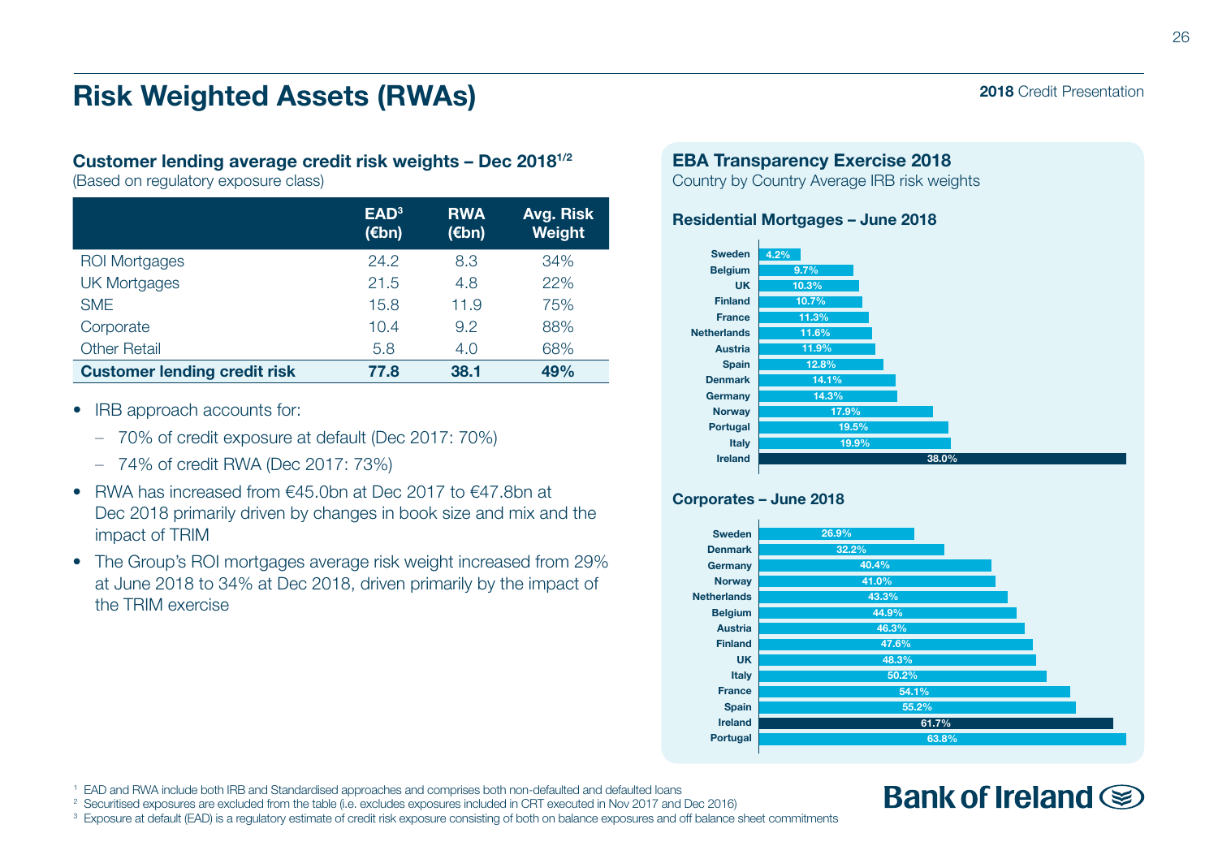# Risk Weighted Assets (RWAs)

### Customer lending average credit risk weights – Dec 2018[1/2]

(Based on regulatory exposure class)

| | EAD[3] (€bn) | RWA (€bn) | Avg. Risk Weight |
|---|---|---|---|
| ROI Mortgages | 24.2 | 8.3 | 34% |
| UK Mortgages | 21.5 | 4.8 | 22% |
| SME | 15.8 | 11.9 | 75% |
| Corporate | 10.4 | 9.2 | 88% |
| Other Retail | 5.8 | 4.0 | 68% |
| **Customer lending credit risk** | **77.8** | **38.1** | **49%** |

- IRB approach accounts for:
  - 70% of credit exposure at default (Dec 2017: 70%)
  - 74% of credit RWA (Dec 2017: 73%)
- RWA has increased from €45.0bn at Dec 2017 to €47.8bn at Dec 2018 primarily driven by changes in book size and mix and the impact of TRIM
- The Group's ROI mortgages average risk weight increased from 29% at June 2018 to 34% at Dec 2018, driven primarily by the impact of the TRIM exercise

### EBA Transparency Exercise 2018

Country by Country Average IRB risk weights

**Residential Mortgages – June 2018**

| Country | Risk weight |
|---|---|
| Sweden | 4.2% |
| Belgium | 9.7% |
| UK | 10.3% |
| Finland | 10.7% |
| France | 11.3% |
| Netherlands | 11.6% |
| Austria | 11.9% |
| Spain | 12.8% |
| Denmark | 14.1% |
| Germany | 14.3% |
| Norway | 17.9% |
| Portugal | 19.5% |
| Italy | 19.9% |
| Ireland | 38.0% |

**Corporates – June 2018**

| Country | Risk weight |
|---|---|
| Sweden | 26.9% |
| Denmark | 32.2% |
| Germany | 40.4% |
| Norway | 41.0% |
| Netherlands | 43.3% |
| Belgium | 44.9% |
| Austria | 46.3% |
| Finland | 47.6% |
| UK | 48.3% |
| Italy | 50.2% |
| France | 54.1% |
| Spain | 55.2% |
| Ireland | 61.7% |
| Portugal | 63.8% |

[1] EAD and RWA include both IRB and Standardised approaches and comprises both non-defaulted and defaulted loans

[2] Securitised exposures are excluded from the table (i.e. excludes exposures included in CRT executed in Nov 2017 and Dec 2016)

[3] Exposure at default (EAD) is a regulatory estimate of credit risk exposure consisting of both on balance exposures and off balance sheet commitments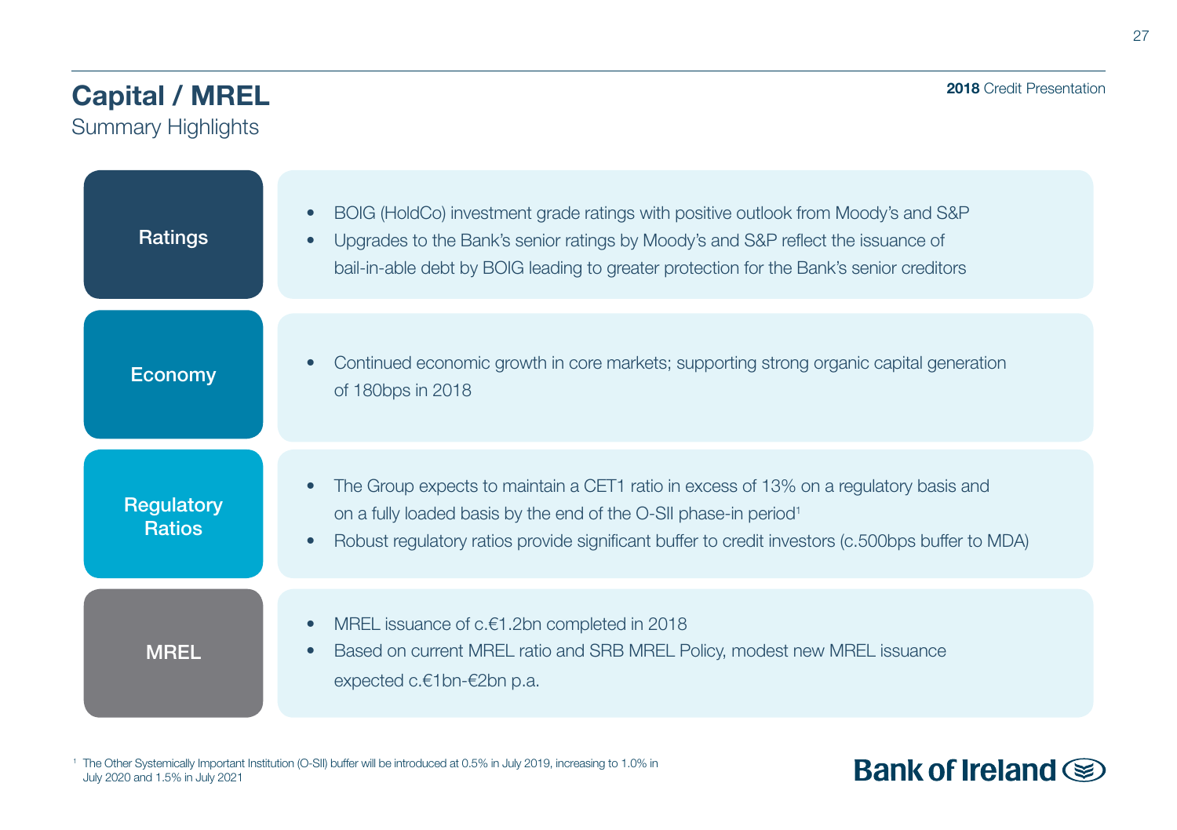# Capital / MREL

Summary Highlights

### Ratings

- BOIG (HoldCo) investment grade ratings with positive outlook from Moody's and S&P
- Upgrades to the Bank's senior ratings by Moody's and S&P reflect the issuance of bail-in-able debt by BOIG leading to greater protection for the Bank's senior creditors

### Economy

- Continued economic growth in core markets; supporting strong organic capital generation of 180bps in 2018

### Regulatory Ratios

- The Group expects to maintain a CET1 ratio in excess of 13% on a regulatory basis and on a fully loaded basis by the end of the O-SII phase-in period[1]
- Robust regulatory ratios provide significant buffer to credit investors (c.500bps buffer to MDA)

### MREL

- MREL issuance of c.€1.2bn completed in 2018
- Based on current MREL ratio and SRB MREL Policy, modest new MREL issuance expected c.€1bn-€2bn p.a.

[1] The Other Systemically Important Institution (O-SII) buffer will be introduced at 0.5% in July 2019, increasing to 1.0% in July 2020 and 1.5% in July 2021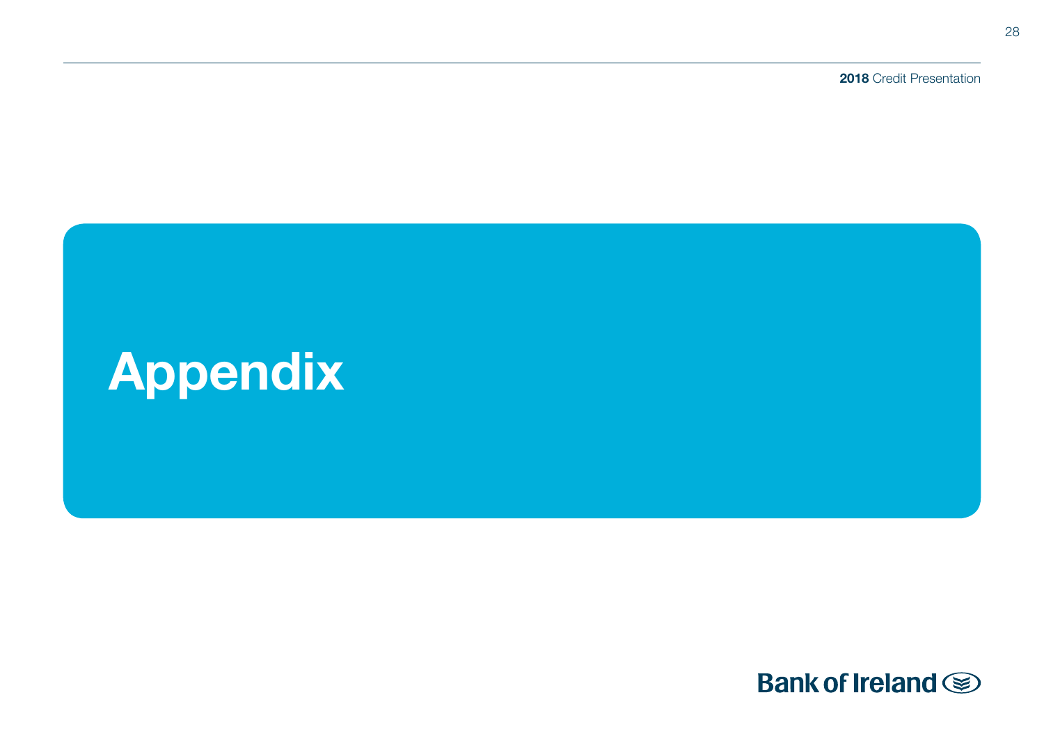# Appendix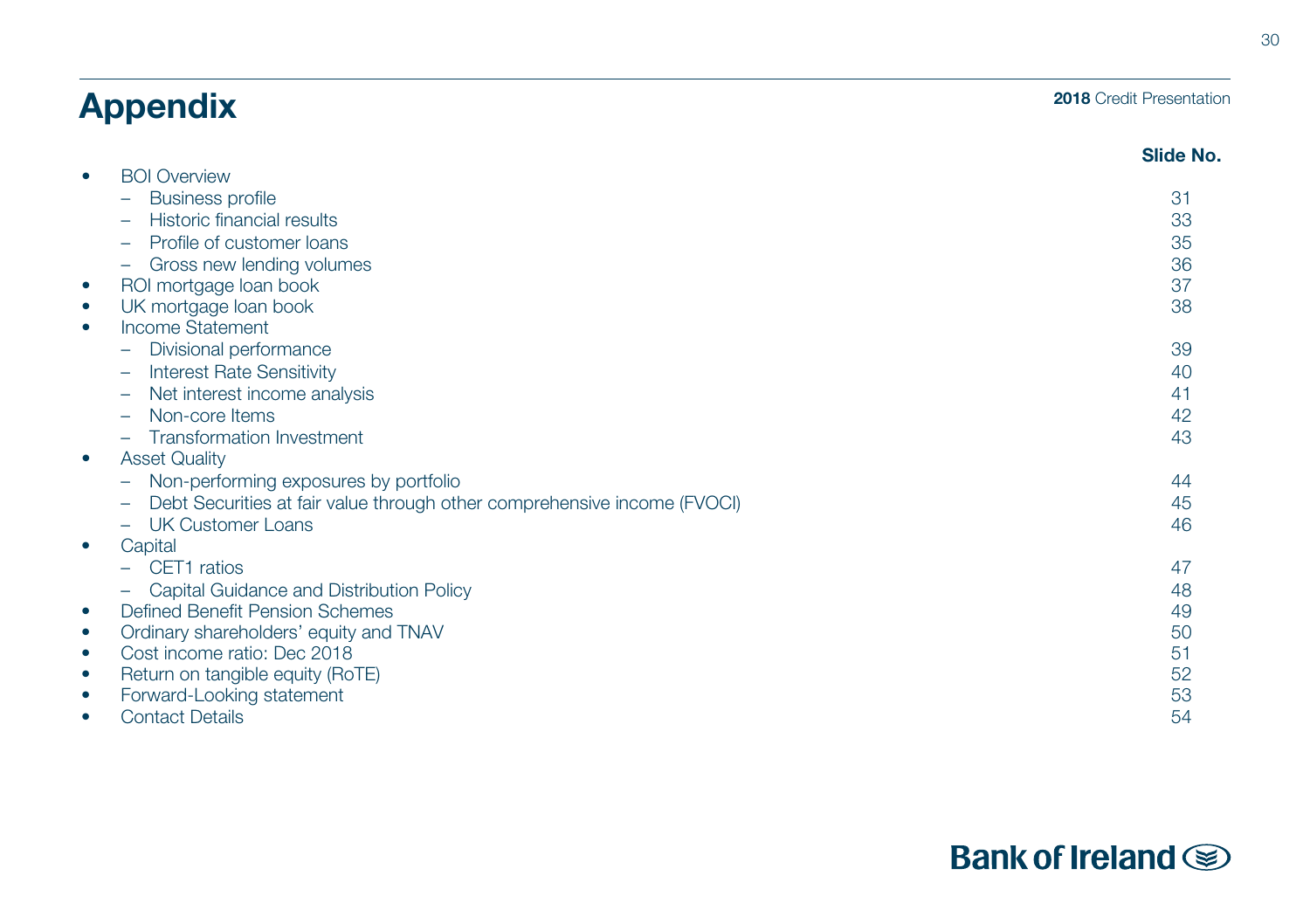# Appendix

2018 Credit Presentation

| | Slide No. |
|---|---|
| • BOI Overview | |
| – Business profile | 31 |
| – Historic financial results | 33 |
| – Profile of customer loans | 35 |
| – Gross new lending volumes | 36 |
| • ROI mortgage loan book | 37 |
| • UK mortgage loan book | 38 |
| • Income Statement | |
| – Divisional performance | 39 |
| – Interest Rate Sensitivity | 40 |
| – Net interest income analysis | 41 |
| – Non-core Items | 42 |
| – Transformation Investment | 43 |
| • Asset Quality | |
| – Non-performing exposures by portfolio | 44 |
| – Debt Securities at fair value through other comprehensive income (FVOCI) | 45 |
| – UK Customer Loans | 46 |
| • Capital | |
| – CET1 ratios | 47 |
| – Capital Guidance and Distribution Policy | 48 |
| • Defined Benefit Pension Schemes | 49 |
| • Ordinary shareholders' equity and TNAV | 50 |
| • Cost income ratio: Dec 2018 | 51 |
| • Return on tangible equity (RoTE) | 52 |
| • Forward-Looking statement | 53 |
| • Contact Details | 54 |

Bank of Ireland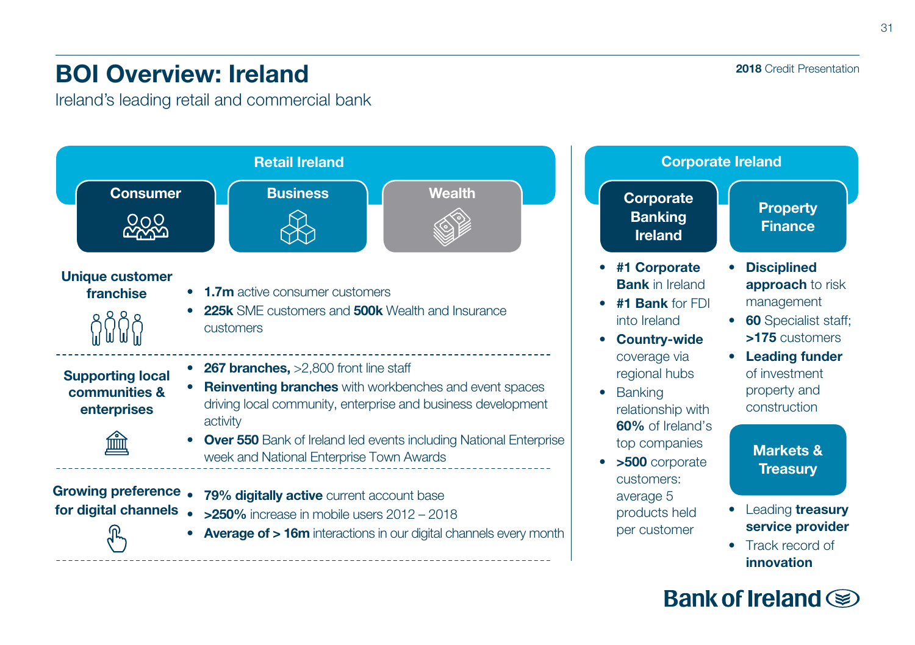# BOI Overview: Ireland

Ireland's leading retail and commercial bank

## Retail Ireland

**Consumer** | **Business** | **Wealth**

### Unique customer franchise

- **1.7m** active consumer customers
- **225k** SME customers and **500k** Wealth and Insurance customers

### Supporting local communities & enterprises

- **267 branches,** >2,800 front line staff
- **Reinventing branches** with workbenches and event spaces driving local community, enterprise and business development activity
- **Over 550** Bank of Ireland led events including National Enterprise week and National Enterprise Town Awards

### Growing preference for digital channels

- **79% digitally active** current account base
- **>250%** increase in mobile users 2012 – 2018
- **Average of > 16m** interactions in our digital channels every month

## Corporate Ireland

### Corporate Banking Ireland

- **#1 Corporate Bank** in Ireland
- **#1 Bank** for FDI into Ireland
- **Country-wide** coverage via regional hubs
- Banking relationship with **60%** of Ireland's top companies
- **>500** corporate customers: average 5 products held per customer

### Property Finance

- **Disciplined approach** to risk management
- **60** Specialist staff; **>175** customers
- **Leading funder** of investment property and construction

### Markets & Treasury

- Leading **treasury service provider**
- Track record of **innovation**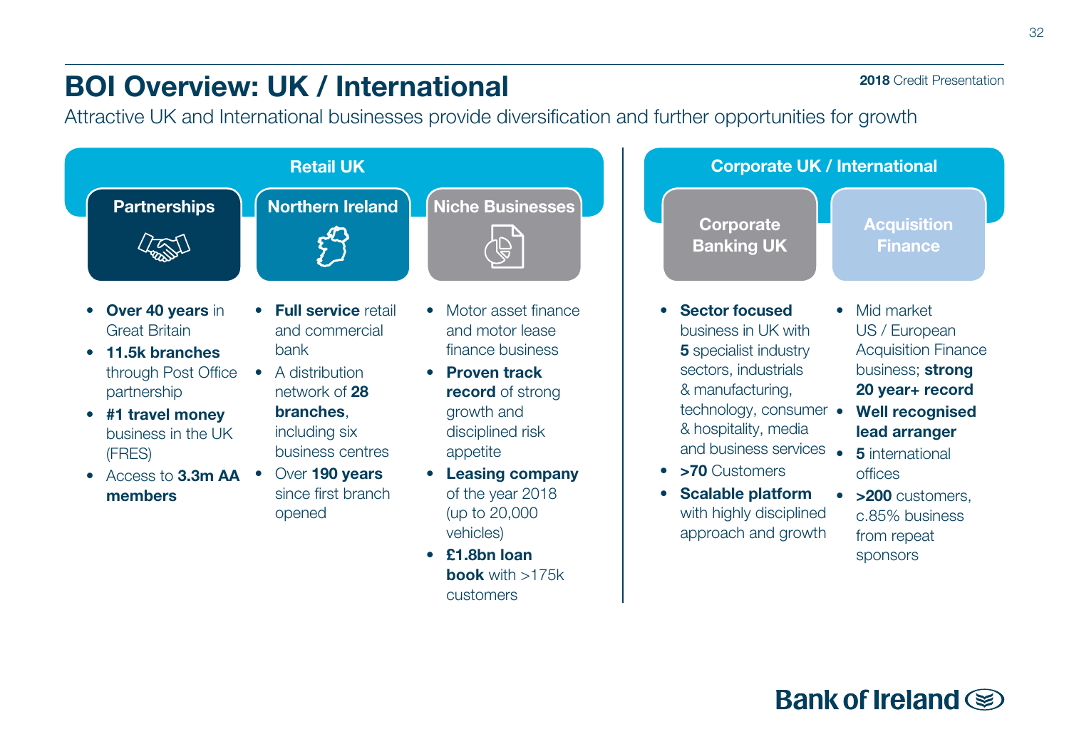# BOI Overview: UK / International

Attractive UK and International businesses provide diversification and further opportunities for growth

## Retail UK

### Partnerships

- **Over 40 years** in Great Britain
- **11.5k branches** through Post Office partnership
- **#1 travel money** business in the UK (FRES)
- Access to **3.3m AA members**

### Northern Ireland

- **Full service** retail and commercial bank
- A distribution network of **28 branches**, including six business centres
- Over **190 years** since first branch opened

### Niche Businesses

- Motor asset finance and motor lease finance business
- **Proven track record** of strong growth and disciplined risk appetite
- **Leasing company** of the year 2018 (up to 20,000 vehicles)
- **£1.8bn loan book** with >175k customers

## Corporate UK / International

### Corporate Banking UK

- **Sector focused** business in UK with **5** specialist industry sectors, industrials & manufacturing, technology, consumer & hospitality, media and business services
- **>70** Customers
- **Scalable platform** with highly disciplined approach and growth

### Acquisition Finance

- Mid market US / European Acquisition Finance business; **strong 20 year+ record**
- **Well recognised lead arranger**
- **5** international offices
- **>200** customers, c.85% business from repeat sponsors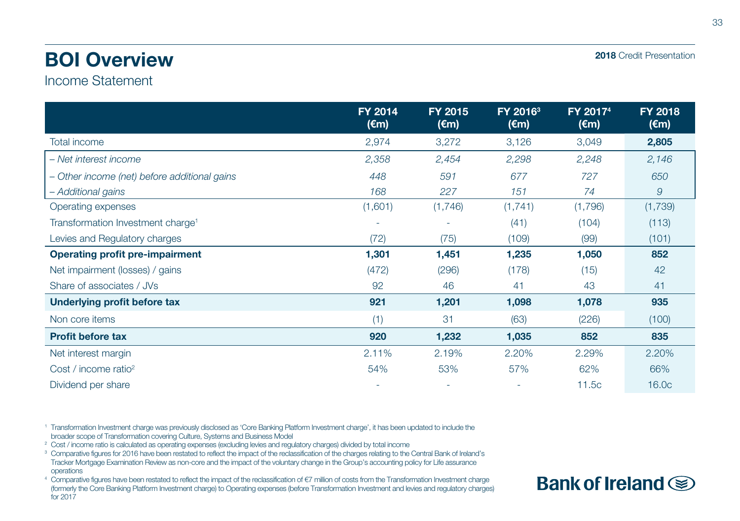# BOI Overview

## Income Statement

| | FY 2014 (€m) | FY 2015 (€m) | FY 2016[3] (€m) | FY 2017[4] (€m) | FY 2018 (€m) |
|---|---|---|---|---|---|
| Total income | 2,974 | 3,272 | 3,126 | 3,049 | **2,805** |
| *– Net interest income* | *2,358* | *2,454* | *2,298* | *2,248* | *2,146* |
| *– Other income (net) before additional gains* | *448* | *591* | *677* | *727* | *650* |
| *– Additional gains* | *168* | *227* | *151* | *74* | *9* |
| Operating expenses | (1,601) | (1,746) | (1,741) | (1,796) | (1,739) |
| Transformation Investment charge[1] | - | - | (41) | (104) | (113) |
| Levies and Regulatory charges | (72) | (75) | (109) | (99) | (101) |
| **Operating profit pre-impairment** | **1,301** | **1,451** | **1,235** | **1,050** | **852** |
| Net impairment (losses) / gains | (472) | (296) | (178) | (15) | 42 |
| Share of associates / JVs | 92 | 46 | 41 | 43 | 41 |
| **Underlying profit before tax** | **921** | **1,201** | **1,098** | **1,078** | **935** |
| Non core items | (1) | 31 | (63) | (226) | (100) |
| **Profit before tax** | **920** | **1,232** | **1,035** | **852** | **835** |
| Net interest margin | 2.11% | 2.19% | 2.20% | 2.29% | 2.20% |
| Cost / income ratio[2] | 54% | 53% | 57% | 62% | 66% |
| Dividend per share | - | - | - | 11.5c | 16.0c |

[1] Transformation Investment charge was previously disclosed as 'Core Banking Platform Investment charge', it has been updated to include the broader scope of Transformation covering Culture, Systems and Business Model

[2] Cost / income ratio is calculated as operating expenses (excluding levies and regulatory charges) divided by total income

[3] Comparative figures for 2016 have been restated to reflect the impact of the reclassification of the charges relating to the Central Bank of Ireland's Tracker Mortgage Examination Review as non-core and the impact of the voluntary change in the Group's accounting policy for Life assurance operations

[4] Comparative figures have been restated to reflect the impact of the reclassification of €7 million of costs from the Transformation Investment charge (formerly the Core Banking Platform Investment charge) to Operating expenses (before Transformation Investment and levies and regulatory charges) for 2017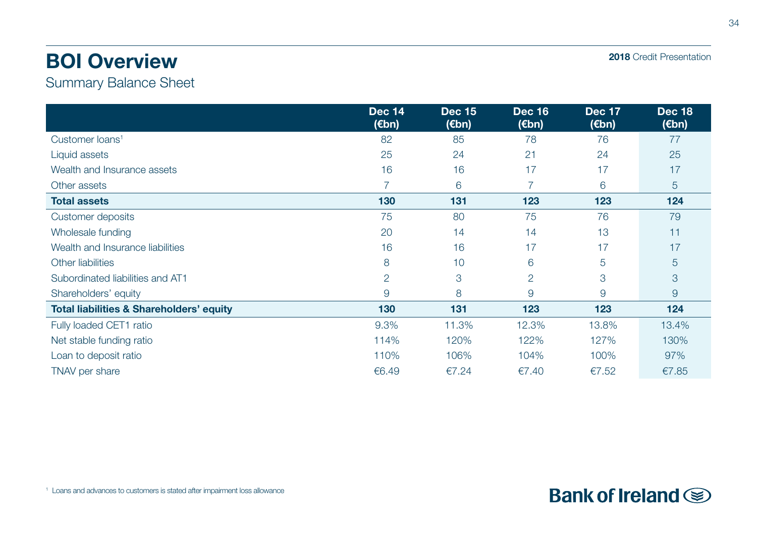# BOI Overview

## Summary Balance Sheet

| | Dec 14 (€bn) | Dec 15 (€bn) | Dec 16 (€bn) | Dec 17 (€bn) | Dec 18 (€bn) |
|---|---|---|---|---|---|
| Customer loans[1] | 82 | 85 | 78 | 76 | 77 |
| Liquid assets | 25 | 24 | 21 | 24 | 25 |
| Wealth and Insurance assets | 16 | 16 | 17 | 17 | 17 |
| Other assets | 7 | 6 | 7 | 6 | 5 |
| **Total assets** | **130** | **131** | **123** | **123** | **124** |
| Customer deposits | 75 | 80 | 75 | 76 | 79 |
| Wholesale funding | 20 | 14 | 14 | 13 | 11 |
| Wealth and Insurance liabilities | 16 | 16 | 17 | 17 | 17 |
| Other liabilities | 8 | 10 | 6 | 5 | 5 |
| Subordinated liabilities and AT1 | 2 | 3 | 2 | 3 | 3 |
| Shareholders' equity | 9 | 8 | 9 | 9 | 9 |
| **Total liabilities & Shareholders' equity** | **130** | **131** | **123** | **123** | **124** |
| Fully loaded CET1 ratio | 9.3% | 11.3% | 12.3% | 13.8% | 13.4% |
| Net stable funding ratio | 114% | 120% | 122% | 127% | 130% |
| Loan to deposit ratio | 110% | 106% | 104% | 100% | 97% |
| TNAV per share | €6.49 | €7.24 | €7.40 | €7.52 | €7.85 |

[1] Loans and advances to customers is stated after impairment loss allowance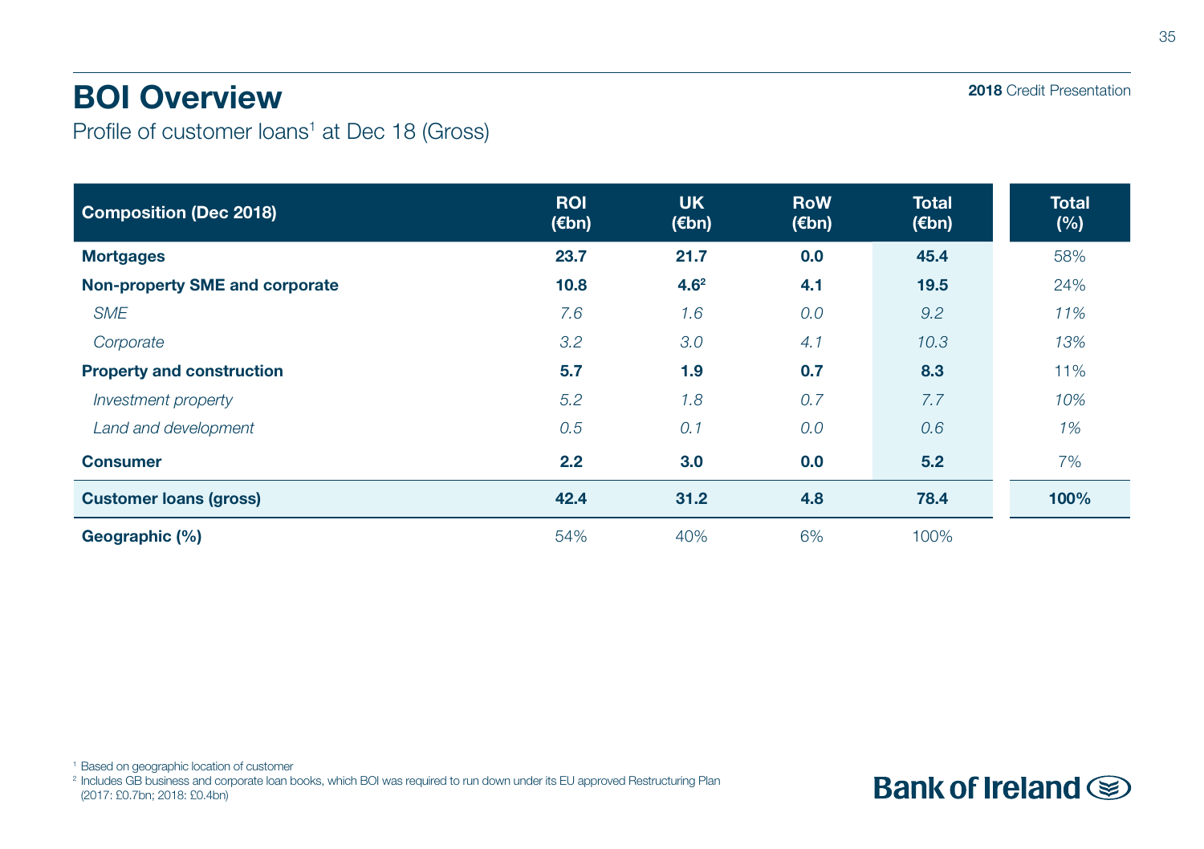# BOI Overview

Profile of customer loans[1] at Dec 18 (Gross)

| Composition (Dec 2018) | ROI (€bn) | UK (€bn) | RoW (€bn) | Total (€bn) | Total (%) |
|---|---|---|---|---|---|
| **Mortgages** | **23.7** | **21.7** | **0.0** | **45.4** | 58% |
| **Non-property SME and corporate** | **10.8** | **4.6**[2] | **4.1** | **19.5** | 24% |
| *SME* | *7.6* | *1.6* | *0.0* | *9.2* | *11%* |
| *Corporate* | *3.2* | *3.0* | *4.1* | *10.3* | *13%* |
| **Property and construction** | **5.7** | **1.9** | **0.7** | **8.3** | 11% |
| *Investment property* | *5.2* | *1.8* | *0.7* | *7.7* | *10%* |
| *Land and development* | *0.5* | *0.1* | *0.0* | *0.6* | *1%* |
| **Consumer** | **2.2** | **3.0** | **0.0** | **5.2** | 7% |
| **Customer loans (gross)** | **42.4** | **31.2** | **4.8** | **78.4** | **100%** |
| **Geographic (%)** | 54% | 40% | 6% | 100% | |

[1] Based on geographic location of customer

[2] Includes GB business and corporate loan books, which BOI was required to run down under its EU approved Restructuring Plan (2017: £0.7bn; 2018: £0.4bn)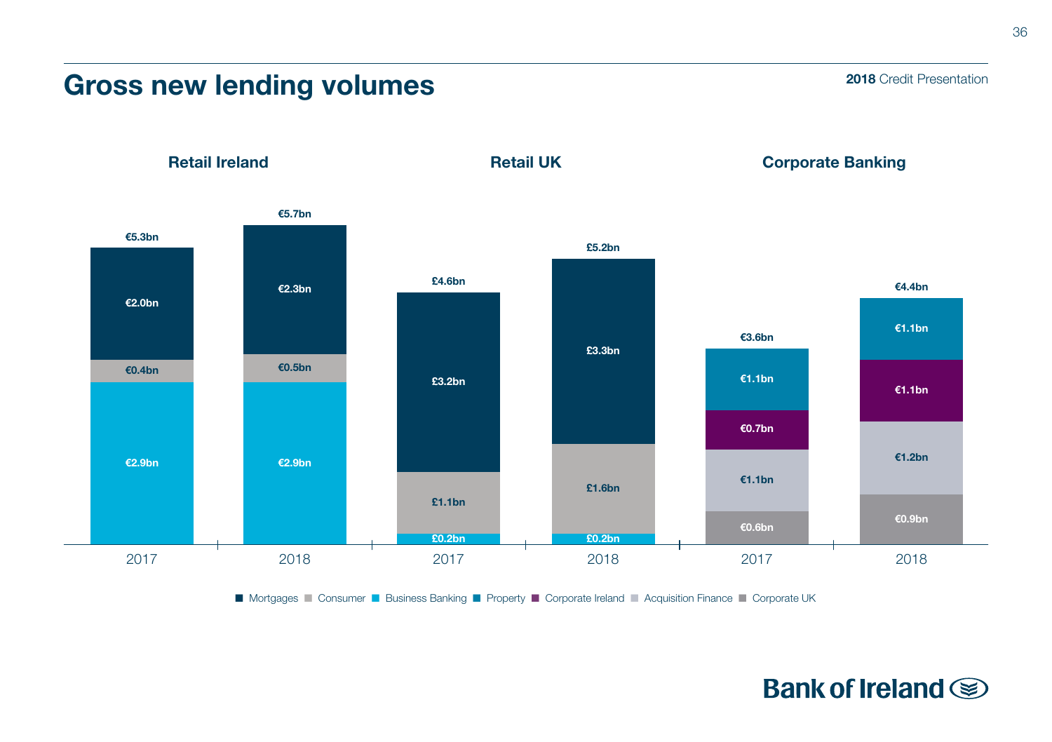# Gross new lending volumes

2018 Credit Presentation

### Retail Ireland

| | 2017 | 2018 |
|---|---|---|
| Mortgages | €2.0bn | €2.3bn |
| Consumer | €0.4bn | €0.5bn |
| Business Banking | €2.9bn | €2.9bn |
| **Total** | **€5.3bn** | **€5.7bn** |

### Retail UK

| | 2017 | 2018 |
|---|---|---|
| Mortgages | £3.2bn | £3.3bn |
| Consumer | £1.1bn | £1.6bn |
| Business Banking | £0.2bn | £0.2bn |
| **Total** | **£4.6bn** | **£5.2bn** |

### Corporate Banking

| | 2017 | 2018 |
|---|---|---|
| Property | €1.1bn | €1.1bn |
| Corporate Ireland | €0.7bn | €1.1bn |
| Acquisition Finance | €1.1bn | €1.2bn |
| Corporate UK | €0.6bn | €0.9bn |
| **Total** | **€3.6bn** | **€4.4bn** |

Mortgages | Consumer | Business Banking | Property | Corporate Ireland | Acquisition Finance | Corporate UK

Bank of Ireland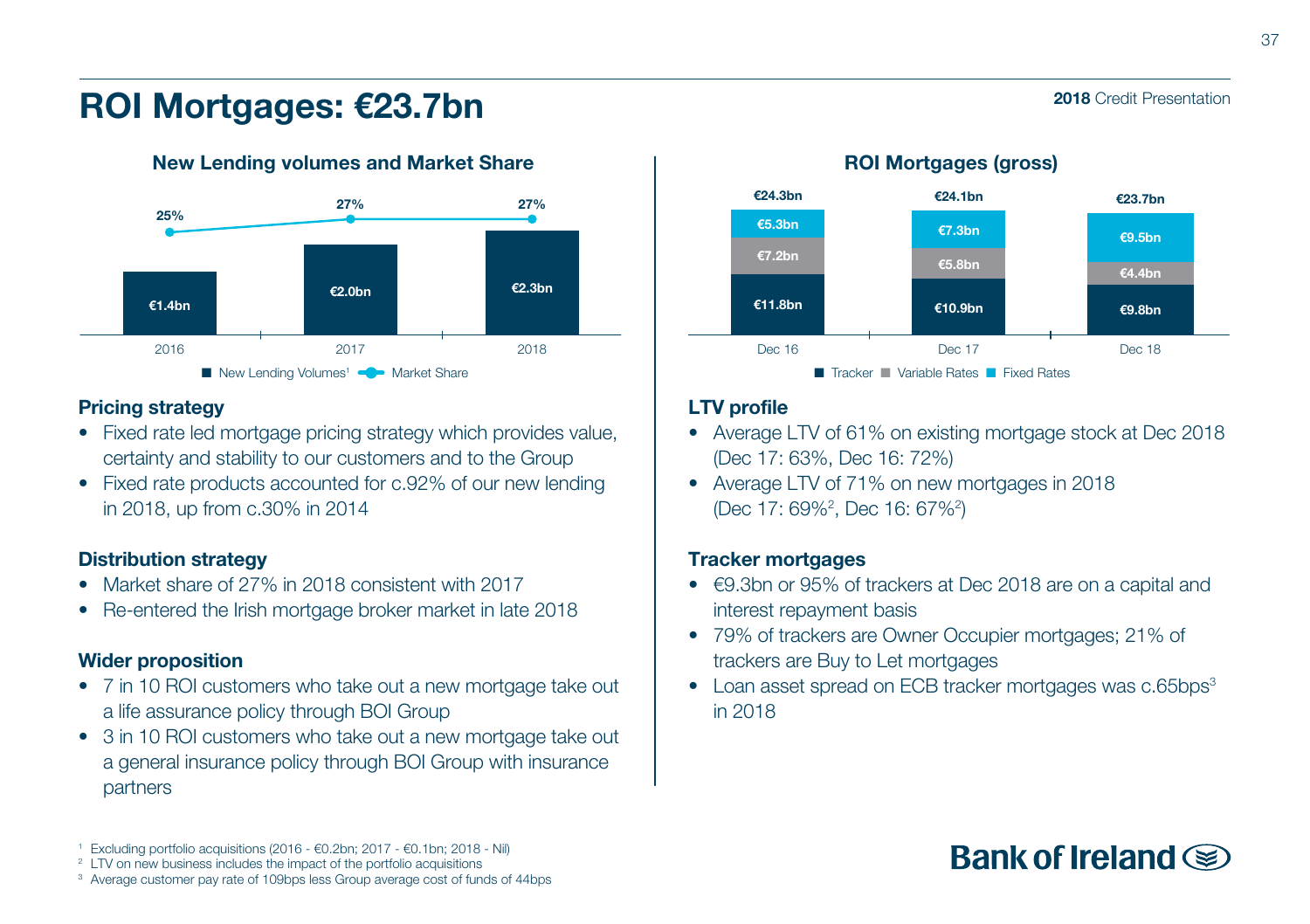# ROI Mortgages: €23.7bn

### New Lending volumes and Market Share

| | 2016 | 2017 | 2018 |
|---|---|---|---|
| New Lending Volumes[1] | €1.4bn | €2.0bn | €2.3bn |
| Market Share | 25% | 27% | 27% |

### ROI Mortgages (gross)

| | Dec 16 | Dec 17 | Dec 18 |
|---|---|---|---|
| Tracker | €11.8bn | €10.9bn | €9.8bn |
| Variable Rates | €7.2bn | €5.8bn | €4.4bn |
| Fixed Rates | €5.3bn | €7.3bn | €9.5bn |
| Total | €24.3bn | €24.1bn | €23.7bn |

### Pricing strategy

- Fixed rate led mortgage pricing strategy which provides value, certainty and stability to our customers and to the Group
- Fixed rate products accounted for c.92% of our new lending in 2018, up from c.30% in 2014

### Distribution strategy

- Market share of 27% in 2018 consistent with 2017
- Re-entered the Irish mortgage broker market in late 2018

### Wider proposition

- 7 in 10 ROI customers who take out a new mortgage take out a life assurance policy through BOI Group
- 3 in 10 ROI customers who take out a new mortgage take out a general insurance policy through BOI Group with insurance partners

### LTV profile

- Average LTV of 61% on existing mortgage stock at Dec 2018 (Dec 17: 63%, Dec 16: 72%)
- Average LTV of 71% on new mortgages in 2018 (Dec 17: 69%[2], Dec 16: 67%[2])

### Tracker mortgages

- €9.3bn or 95% of trackers at Dec 2018 are on a capital and interest repayment basis
- 79% of trackers are Owner Occupier mortgages; 21% of trackers are Buy to Let mortgages
- Loan asset spread on ECB tracker mortgages was c.65bps[3] in 2018

[1] Excluding portfolio acquisitions (2016 - €0.2bn; 2017 - €0.1bn; 2018 - Nil)
[2] LTV on new business includes the impact of the portfolio acquisitions
[3] Average customer pay rate of 109bps less Group average cost of funds of 44bps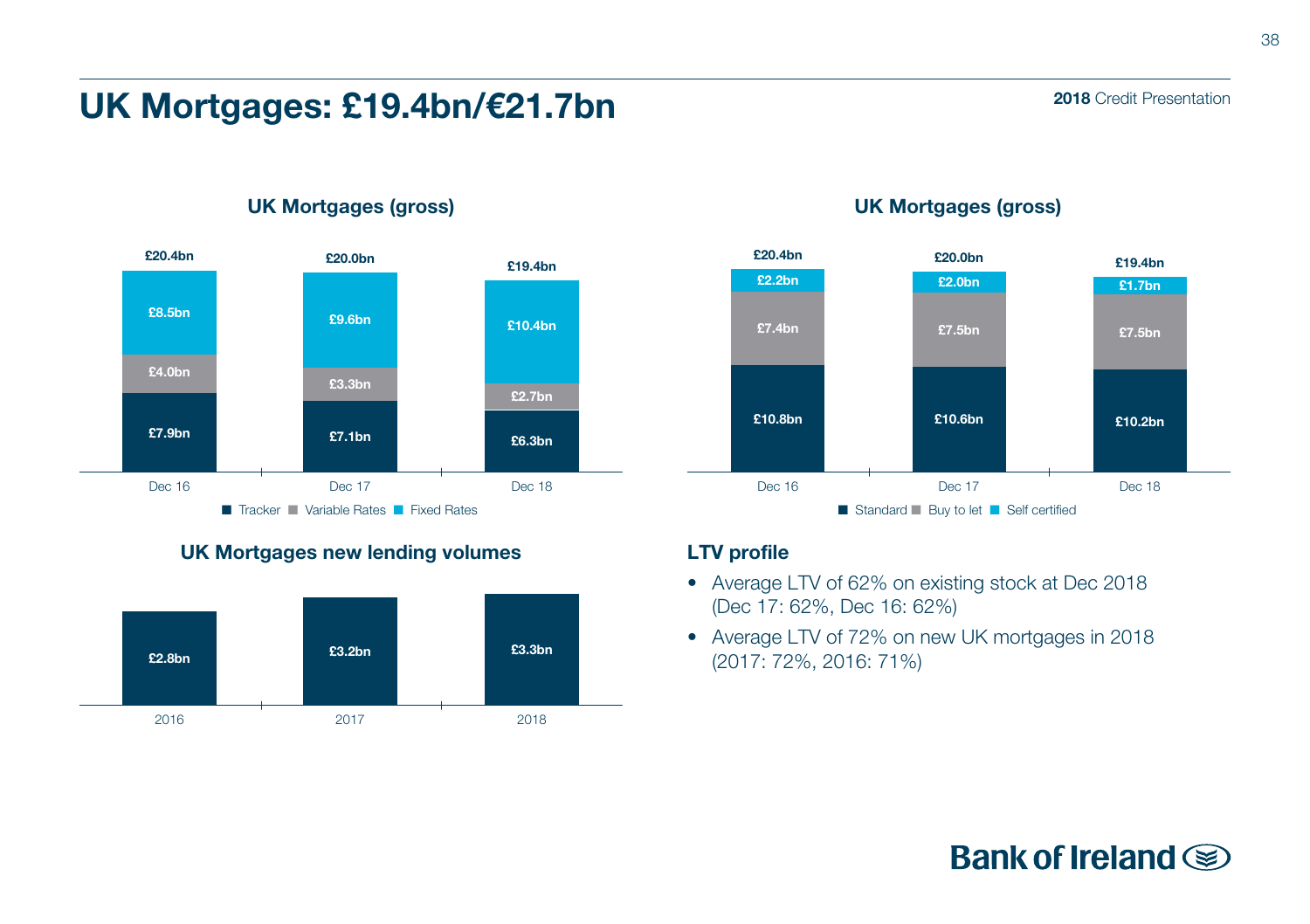# UK Mortgages: £19.4bn/€21.7bn

### UK Mortgages (gross)

| | Dec 16 | Dec 17 | Dec 18 |
|---|---|---|---|
| Tracker | £7.9bn | £7.1bn | £6.3bn |
| Variable Rates | £4.0bn | £3.3bn | £2.7bn |
| Fixed Rates | £8.5bn | £9.6bn | £10.4bn |
| **Total** | **£20.4bn** | **£20.0bn** | **£19.4bn** |

### UK Mortgages (gross)

| | Dec 16 | Dec 17 | Dec 18 |
|---|---|---|---|
| Standard | £10.8bn | £10.6bn | £10.2bn |
| Buy to let | £7.4bn | £7.5bn | £7.5bn |
| Self certified | £2.2bn | £2.0bn | £1.7bn |
| **Total** | **£20.4bn** | **£20.0bn** | **£19.4bn** |

### UK Mortgages new lending volumes

| 2016 | 2017 | 2018 |
|---|---|---|
| £2.8bn | £3.2bn | £3.3bn |

### LTV profile

- Average LTV of 62% on existing stock at Dec 2018 (Dec 17: 62%, Dec 16: 62%)
- Average LTV of 72% on new UK mortgages in 2018 (2017: 72%, 2016: 71%)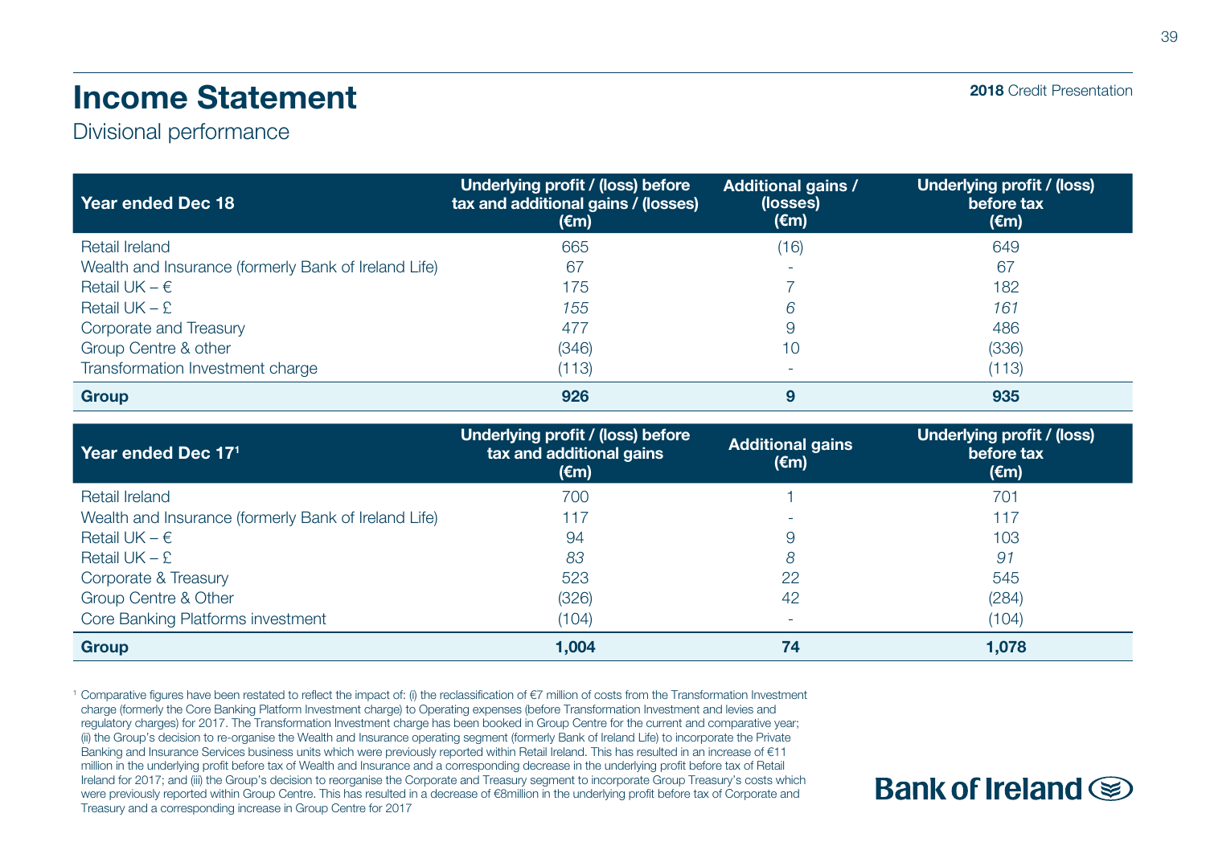# Income Statement

Divisional performance

| Year ended Dec 18 | Underlying profit / (loss) before tax and additional gains / (losses) (€m) | Additional gains / (losses) (€m) | Underlying profit / (loss) before tax (€m) |
|---|---|---|---|
| Retail Ireland | 665 | (16) | 649 |
| Wealth and Insurance (formerly Bank of Ireland Life) | 67 | - | 67 |
| Retail UK – € | 175 | 7 | 182 |
| Retail UK – £ | *155* | *6* | *161* |
| Corporate and Treasury | 477 | 9 | 486 |
| Group Centre & other | (346) | 10 | (336) |
| Transformation Investment charge | (113) | - | (113) |
| **Group** | **926** | **9** | **935** |

| Year ended Dec 17[1] | Underlying profit / (loss) before tax and additional gains (€m) | Additional gains (€m) | Underlying profit / (loss) before tax (€m) |
|---|---|---|---|
| Retail Ireland | 700 | 1 | 701 |
| Wealth and Insurance (formerly Bank of Ireland Life) | 117 | - | 117 |
| Retail UK – € | 94 | 9 | 103 |
| Retail UK – £ | *83* | *8* | *91* |
| Corporate & Treasury | 523 | 22 | 545 |
| Group Centre & Other | (326) | 42 | (284) |
| Core Banking Platforms investment | (104) | - | (104) |
| **Group** | **1,004** | **74** | **1,078** |

[1] Comparative figures have been restated to reflect the impact of: (i) the reclassification of €7 million of costs from the Transformation Investment charge (formerly the Core Banking Platform Investment charge) to Operating expenses (before Transformation Investment and levies and regulatory charges) for 2017. The Transformation Investment charge has been booked in Group Centre for the current and comparative year; (ii) the Group's decision to re-organise the Wealth and Insurance operating segment (formerly Bank of Ireland Life) to incorporate the Private Banking and Insurance Services business units which were previously reported within Retail Ireland. This has resulted in an increase of €11 million in the underlying profit before tax of Wealth and Insurance and a corresponding decrease in the underlying profit before tax of Retail Ireland for 2017; and (iii) the Group's decision to reorganise the Corporate and Treasury segment to incorporate Group Treasury's costs which were previously reported within Group Centre. This has resulted in a decrease of €8million in the underlying profit before tax of Corporate and Treasury and a corresponding increase in Group Centre for 2017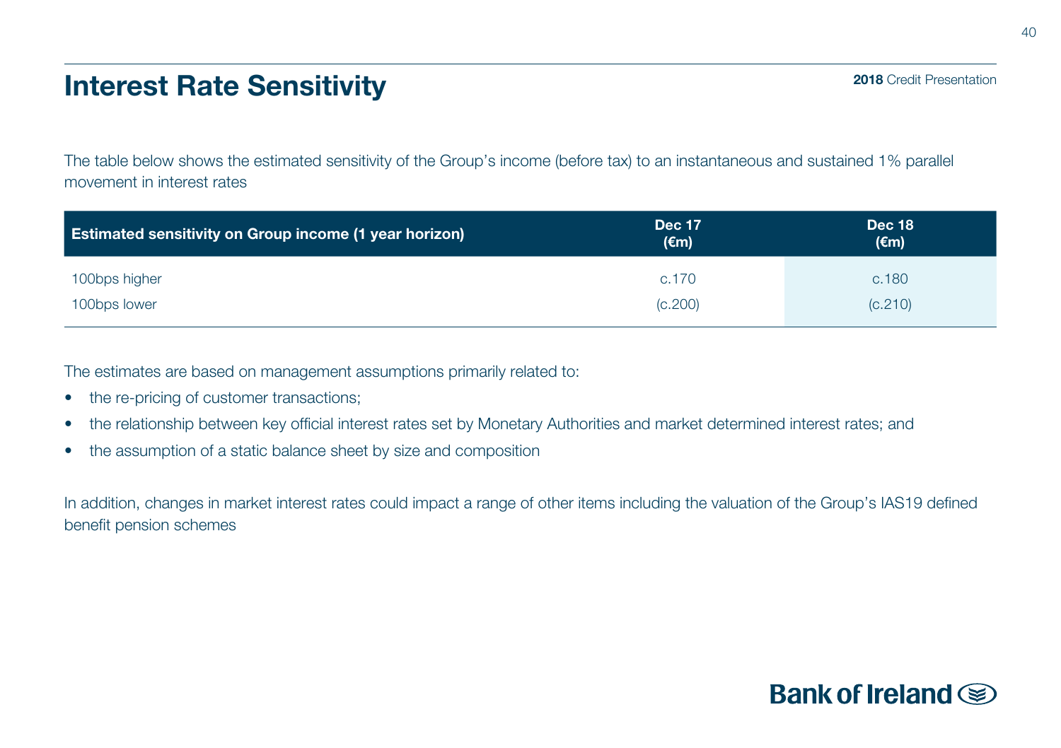# Interest Rate Sensitivity

The table below shows the estimated sensitivity of the Group's income (before tax) to an instantaneous and sustained 1% parallel movement in interest rates

| Estimated sensitivity on Group income (1 year horizon) | Dec 17 (€m) | Dec 18 (€m) |
|---|---|---|
| 100bps higher | c.170 | c.180 |
| 100bps lower | (c.200) | (c.210) |

The estimates are based on management assumptions primarily related to:

- the re-pricing of customer transactions;
- the relationship between key official interest rates set by Monetary Authorities and market determined interest rates; and
- the assumption of a static balance sheet by size and composition

In addition, changes in market interest rates could impact a range of other items including the valuation of the Group's IAS19 defined benefit pension schemes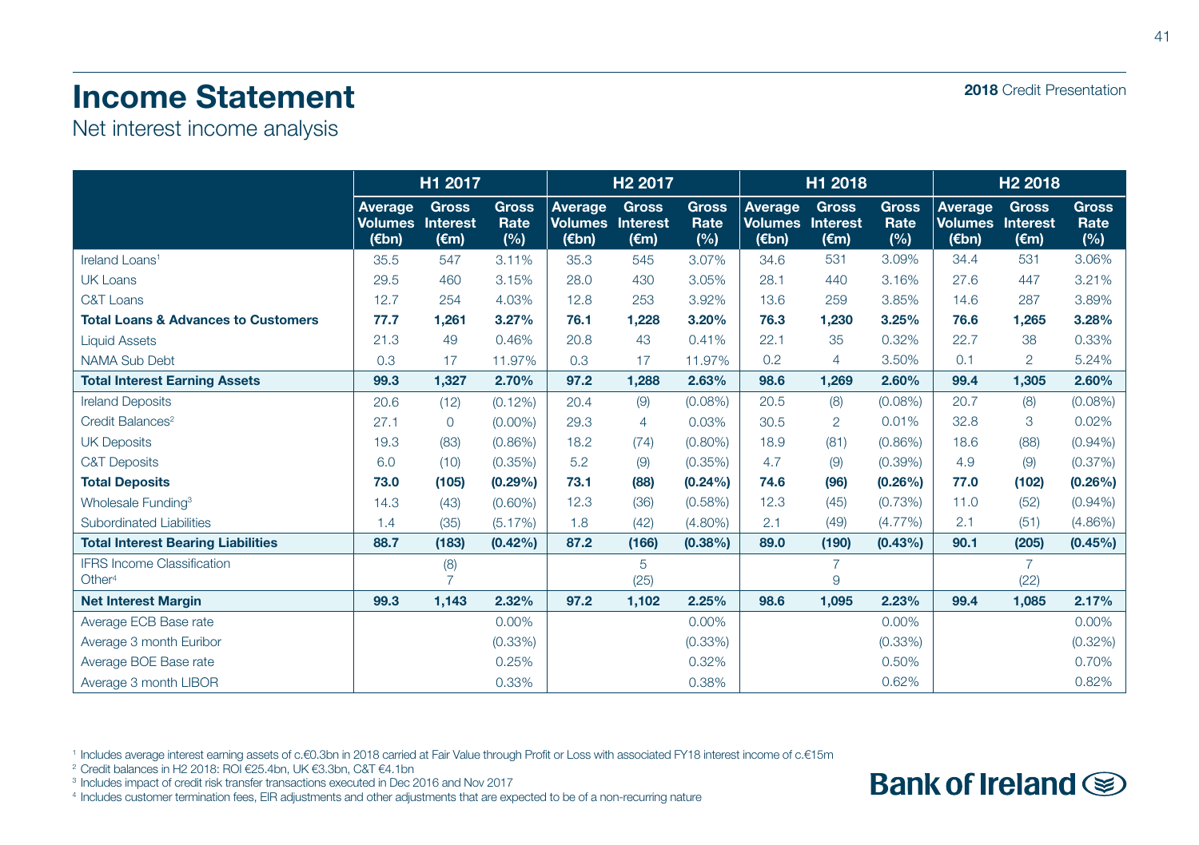# Income Statement

Net interest income analysis

| | H1 2017 | | | H2 2017 | | | H1 2018 | | | H2 2018 | | |
|---|---|---|---|---|---|---|---|---|---|---|---|---|
| | Average Volumes (€bn) | Gross Interest (€m) | Gross Rate (%) | Average Volumes (€bn) | Gross Interest (€m) | Gross Rate (%) | Average Volumes (€bn) | Gross Interest (€m) | Gross Rate (%) | Average Volumes (€bn) | Gross Interest (€m) | Gross Rate (%) |
| Ireland Loans[1] | 35.5 | 547 | 3.11% | 35.3 | 545 | 3.07% | 34.6 | 531 | 3.09% | 34.4 | 531 | 3.06% |
| UK Loans | 29.5 | 460 | 3.15% | 28.0 | 430 | 3.05% | 28.1 | 440 | 3.16% | 27.6 | 447 | 3.21% |
| C&T Loans | 12.7 | 254 | 4.03% | 12.8 | 253 | 3.92% | 13.6 | 259 | 3.85% | 14.6 | 287 | 3.89% |
| **Total Loans & Advances to Customers** | **77.7** | **1,261** | **3.27%** | **76.1** | **1,228** | **3.20%** | **76.3** | **1,230** | **3.25%** | **76.6** | **1,265** | **3.28%** |
| Liquid Assets | 21.3 | 49 | 0.46% | 20.8 | 43 | 0.41% | 22.1 | 35 | 0.32% | 22.7 | 38 | 0.33% |
| NAMA Sub Debt | 0.3 | 17 | 11.97% | 0.3 | 17 | 11.97% | 0.2 | 4 | 3.50% | 0.1 | 2 | 5.24% |
| **Total Interest Earning Assets** | **99.3** | **1,327** | **2.70%** | **97.2** | **1,288** | **2.63%** | **98.6** | **1,269** | **2.60%** | **99.4** | **1,305** | **2.60%** |
| Ireland Deposits | 20.6 | (12) | (0.12%) | 20.4 | (9) | (0.08%) | 20.5 | (8) | (0.08%) | 20.7 | (8) | (0.08%) |
| Credit Balances[2] | 27.1 | 0 | (0.00%) | 29.3 | 4 | 0.03% | 30.5 | 2 | 0.01% | 32.8 | 3 | 0.02% |
| UK Deposits | 19.3 | (83) | (0.86%) | 18.2 | (74) | (0.80%) | 18.9 | (81) | (0.86%) | 18.6 | (88) | (0.94%) |
| C&T Deposits | 6.0 | (10) | (0.35%) | 5.2 | (9) | (0.35%) | 4.7 | (9) | (0.39%) | 4.9 | (9) | (0.37%) |
| **Total Deposits** | **73.0** | **(105)** | **(0.29%)** | **73.1** | **(88)** | **(0.24%)** | **74.6** | **(96)** | **(0.26%)** | **77.0** | **(102)** | **(0.26%)** |
| Wholesale Funding[3] | 14.3 | (43) | (0.60%) | 12.3 | (36) | (0.58%) | 12.3 | (45) | (0.73%) | 11.0 | (52) | (0.94%) |
| Subordinated Liabilities | 1.4 | (35) | (5.17%) | 1.8 | (42) | (4.80%) | 2.1 | (49) | (4.77%) | 2.1 | (51) | (4.86%) |
| **Total Interest Bearing Liabilities** | **88.7** | **(183)** | **(0.42%)** | **87.2** | **(166)** | **(0.38%)** | **89.0** | **(190)** | **(0.43%)** | **90.1** | **(205)** | **(0.45%)** |
| IFRS Income Classification | | (8) | | | 5 | | | 7 | | | 7 | |
| Other[4] | | 7 | | | (25) | | | 9 | | | (22) | |
| **Net Interest Margin** | **99.3** | **1,143** | **2.32%** | **97.2** | **1,102** | **2.25%** | **98.6** | **1,095** | **2.23%** | **99.4** | **1,085** | **2.17%** |
| Average ECB Base rate | | | 0.00% | | | 0.00% | | | 0.00% | | | 0.00% |
| Average 3 month Euribor | | | (0.33%) | | | (0.33%) | | | (0.33%) | | | (0.32%) |
| Average BOE Base rate | | | 0.25% | | | 0.32% | | | 0.50% | | | 0.70% |
| Average 3 month LIBOR | | | 0.33% | | | 0.38% | | | 0.62% | | | 0.82% |

[1] Includes average interest earning assets of c.€0.3bn in 2018 carried at Fair Value through Profit or Loss with associated FY18 interest income of c.€15m
[2] Credit balances in H2 2018: ROI €25.4bn, UK €3.3bn, C&T €4.1bn
[3] Includes impact of credit risk transfer transactions executed in Dec 2016 and Nov 2017
[4] Includes customer termination fees, EIR adjustments and other adjustments that are expected to be of a non-recurring nature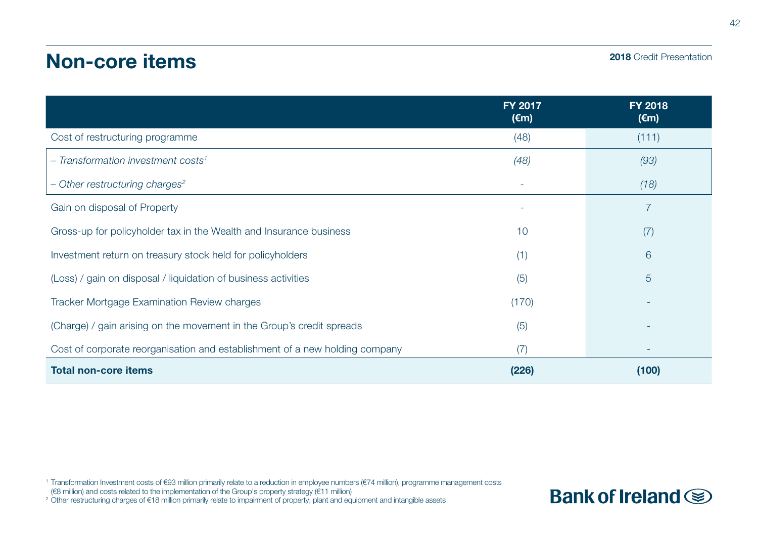# Non-core items

2018 Credit Presentation

| | FY 2017 (€m) | FY 2018 (€m) |
|---|---|---|
| Cost of restructuring programme | (48) | (111) |
| *– Transformation investment costs[1]* | *(48)* | *(93)* |
| *– Other restructuring charges[2]* | - | *(18)* |
| Gain on disposal of Property | - | 7 |
| Gross-up for policyholder tax in the Wealth and Insurance business | 10 | (7) |
| Investment return on treasury stock held for policyholders | (1) | 6 |
| (Loss) / gain on disposal / liquidation of business activities | (5) | 5 |
| Tracker Mortgage Examination Review charges | (170) | - |
| (Charge) / gain arising on the movement in the Group's credit spreads | (5) | - |
| Cost of corporate reorganisation and establishment of a new holding company | (7) | - |
| **Total non-core items** | **(226)** | **(100)** |

[1] Transformation Investment costs of €93 million primarily relate to a reduction in employee numbers (€74 million), programme management costs (€8 million) and costs related to the implementation of the Group's property strategy (€11 million)

[2] Other restructuring charges of €18 million primarily relate to impairment of property, plant and equipment and intangible assets

Bank of Ireland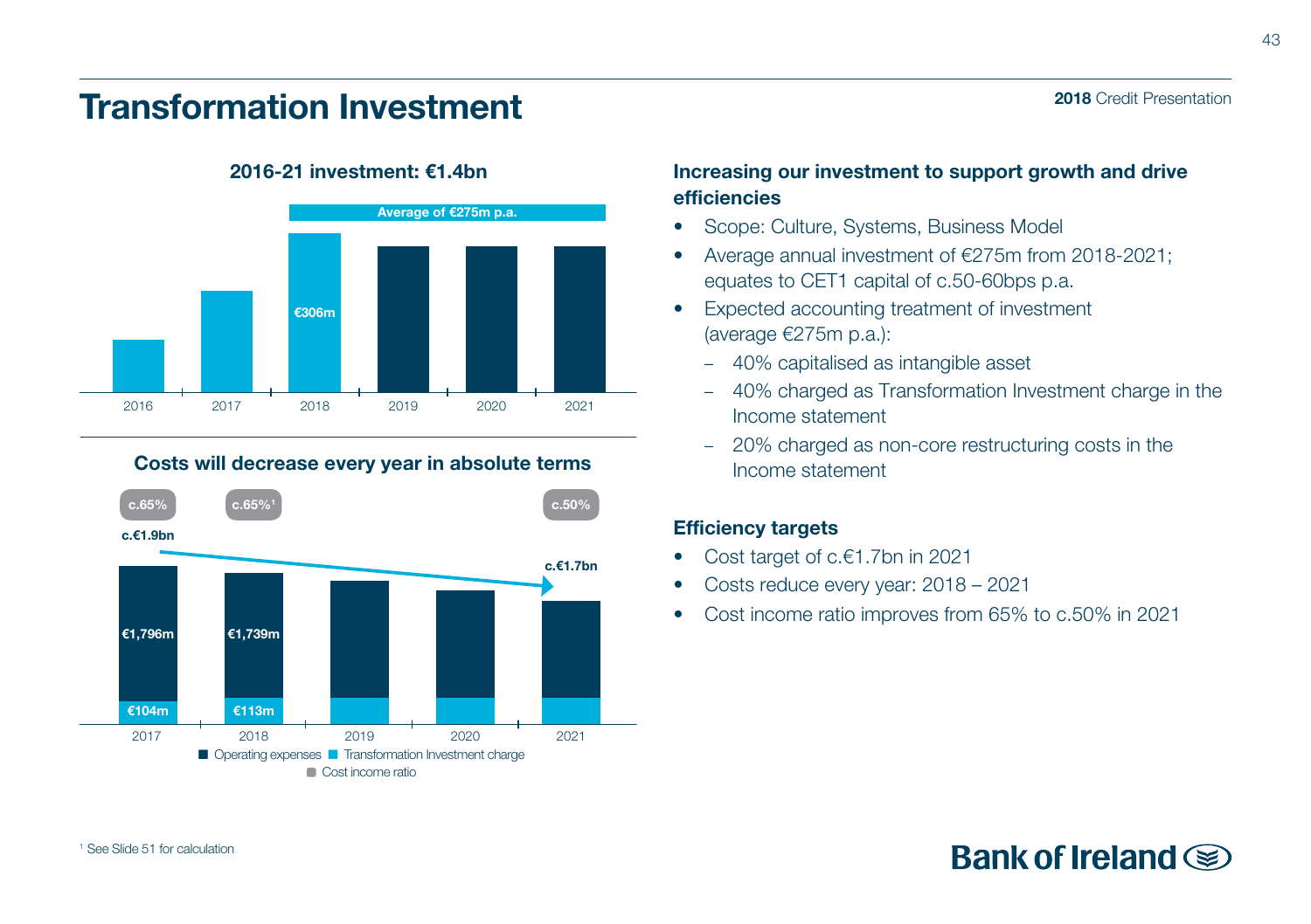# Transformation Investment

**2016-21 investment: €1.4bn**

Average of €275m p.a.

| Year | Investment |
|---|---|
| 2016 | |
| 2017 | |
| 2018 | €306m |
| 2019 | |
| 2020 | |
| 2021 | |

**Costs will decrease every year in absolute terms**

| | 2017 | 2018 | 2019 | 2020 | 2021 |
|---|---|---|---|---|---|
| Cost income ratio | c.65% | c.65%[1] | | | c.50% |
| Total costs | c.€1.9bn | | | | c.€1.7bn |
| Operating expenses | €1,796m | €1,739m | | | |
| Transformation Investment charge | €104m | €113m | | | |

■ Operating expenses ■ Transformation Investment charge ■ Cost income ratio

## Increasing our investment to support growth and drive efficiencies

- Scope: Culture, Systems, Business Model
- Average annual investment of €275m from 2018-2021; equates to CET1 capital of c.50-60bps p.a.
- Expected accounting treatment of investment (average €275m p.a.):
  - 40% capitalised as intangible asset
  - 40% charged as Transformation Investment charge in the Income statement
  - 20% charged as non-core restructuring costs in the Income statement

## Efficiency targets

- Cost target of c.€1.7bn in 2021
- Costs reduce every year: 2018 – 2021
- Cost income ratio improves from 65% to c.50% in 2021

[1] See Slide 51 for calculation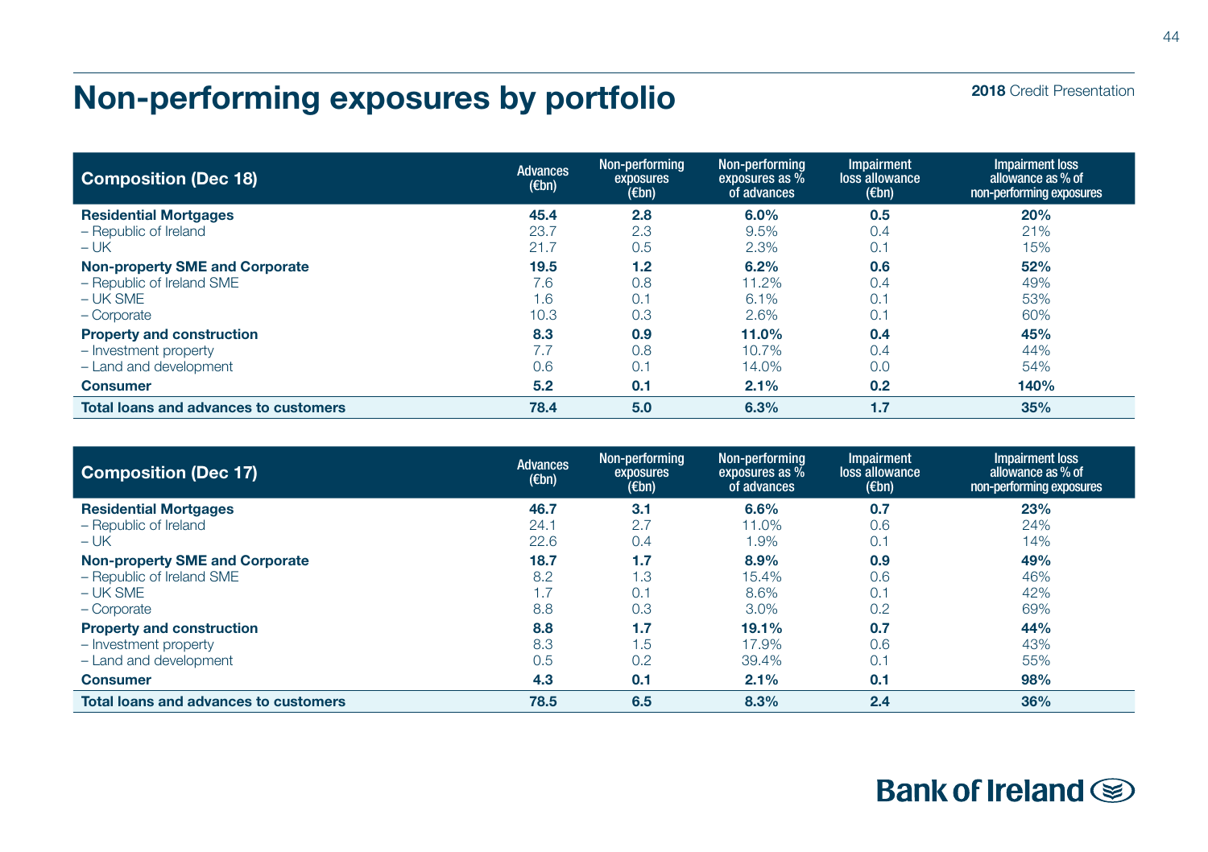# Non-performing exposures by portfolio

2018 Credit Presentation

| Composition (Dec 18) | Advances (€bn) | Non-performing exposures (€bn) | Non-performing exposures as % of advances | Impairment loss allowance (€bn) | Impairment loss allowance as % of non-performing exposures |
|---|---|---|---|---|---|
| **Residential Mortgages** | **45.4** | **2.8** | **6.0%** | **0.5** | **20%** |
| – Republic of Ireland | 23.7 | 2.3 | 9.5% | 0.4 | 21% |
| – UK | 21.7 | 0.5 | 2.3% | 0.1 | 15% |
| **Non-property SME and Corporate** | **19.5** | **1.2** | **6.2%** | **0.6** | **52%** |
| – Republic of Ireland SME | 7.6 | 0.8 | 11.2% | 0.4 | 49% |
| – UK SME | 1.6 | 0.1 | 6.1% | 0.1 | 53% |
| – Corporate | 10.3 | 0.3 | 2.6% | 0.1 | 60% |
| **Property and construction** | **8.3** | **0.9** | **11.0%** | **0.4** | **45%** |
| – Investment property | 7.7 | 0.8 | 10.7% | 0.4 | 44% |
| – Land and development | 0.6 | 0.1 | 14.0% | 0.0 | 54% |
| **Consumer** | **5.2** | **0.1** | **2.1%** | **0.2** | **140%** |
| **Total loans and advances to customers** | **78.4** | **5.0** | **6.3%** | **1.7** | **35%** |

| Composition (Dec 17) | Advances (€bn) | Non-performing exposures (€bn) | Non-performing exposures as % of advances | Impairment loss allowance (€bn) | Impairment loss allowance as % of non-performing exposures |
|---|---|---|---|---|---|
| **Residential Mortgages** | **46.7** | **3.1** | **6.6%** | **0.7** | **23%** |
| – Republic of Ireland | 24.1 | 2.7 | 11.0% | 0.6 | 24% |
| – UK | 22.6 | 0.4 | 1.9% | 0.1 | 14% |
| **Non-property SME and Corporate** | **18.7** | **1.7** | **8.9%** | **0.9** | **49%** |
| – Republic of Ireland SME | 8.2 | 1.3 | 15.4% | 0.6 | 46% |
| – UK SME | 1.7 | 0.1 | 8.6% | 0.1 | 42% |
| – Corporate | 8.8 | 0.3 | 3.0% | 0.2 | 69% |
| **Property and construction** | **8.8** | **1.7** | **19.1%** | **0.7** | **44%** |
| – Investment property | 8.3 | 1.5 | 17.9% | 0.6 | 43% |
| – Land and development | 0.5 | 0.2 | 39.4% | 0.1 | 55% |
| **Consumer** | **4.3** | **0.1** | **2.1%** | **0.1** | **98%** |
| **Total loans and advances to customers** | **78.5** | **6.5** | **8.3%** | **2.4** | **36%** |

Bank of Ireland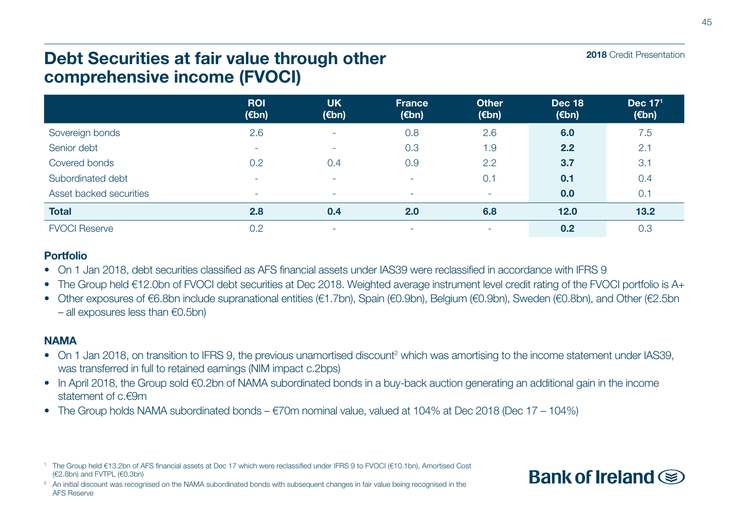# Debt Securities at fair value through other comprehensive income (FVOCI)

|  | ROI (€bn) | UK (€bn) | France (€bn) | Other (€bn) | Dec 18 (€bn) | Dec 17[1] (€bn) |
|---|---|---|---|---|---|---|
| Sovereign bonds | 2.6 | - | 0.8 | 2.6 | **6.0** | 7.5 |
| Senior debt | - | - | 0.3 | 1.9 | **2.2** | 2.1 |
| Covered bonds | 0.2 | 0.4 | 0.9 | 2.2 | **3.7** | 3.1 |
| Subordinated debt | - | - | - | 0.1 | **0.1** | 0.4 |
| Asset backed securities | - | - | - | - | **0.0** | 0.1 |
| **Total** | **2.8** | **0.4** | **2.0** | **6.8** | **12.0** | **13.2** |
| FVOCI Reserve | 0.2 | - | - | - | **0.2** | 0.3 |

**Portfolio**

- On 1 Jan 2018, debt securities classified as AFS financial assets under IAS39 were reclassified in accordance with IFRS 9
- The Group held €12.0bn of FVOCI debt securities at Dec 2018. Weighted average instrument level credit rating of the FVOCI portfolio is A+
- Other exposures of €6.8bn include supranational entities (€1.7bn), Spain (€0.9bn), Belgium (€0.9bn), Sweden (€0.8bn), and Other (€2.5bn – all exposures less than €0.5bn)

**NAMA**

- On 1 Jan 2018, on transition to IFRS 9, the previous unamortised discount[2] which was amortising to the income statement under IAS39, was transferred in full to retained earnings (NIM impact c.2bps)
- In April 2018, the Group sold €0.2bn of NAMA subordinated bonds in a buy-back auction generating an additional gain in the income statement of c.€9m
- The Group holds NAMA subordinated bonds – €70m nominal value, valued at 104% at Dec 2018 (Dec 17 – 104%)

[1] The Group held €13.2bn of AFS financial assets at Dec 17 which were reclassified under IFRS 9 to FVOCI (€10.1bn), Amortised Cost (€2.8bn) and FVTPL (€0.3bn)

[2] An initial discount was recognised on the NAMA subordinated bonds with subsequent changes in fair value being recognised in the AFS Reserve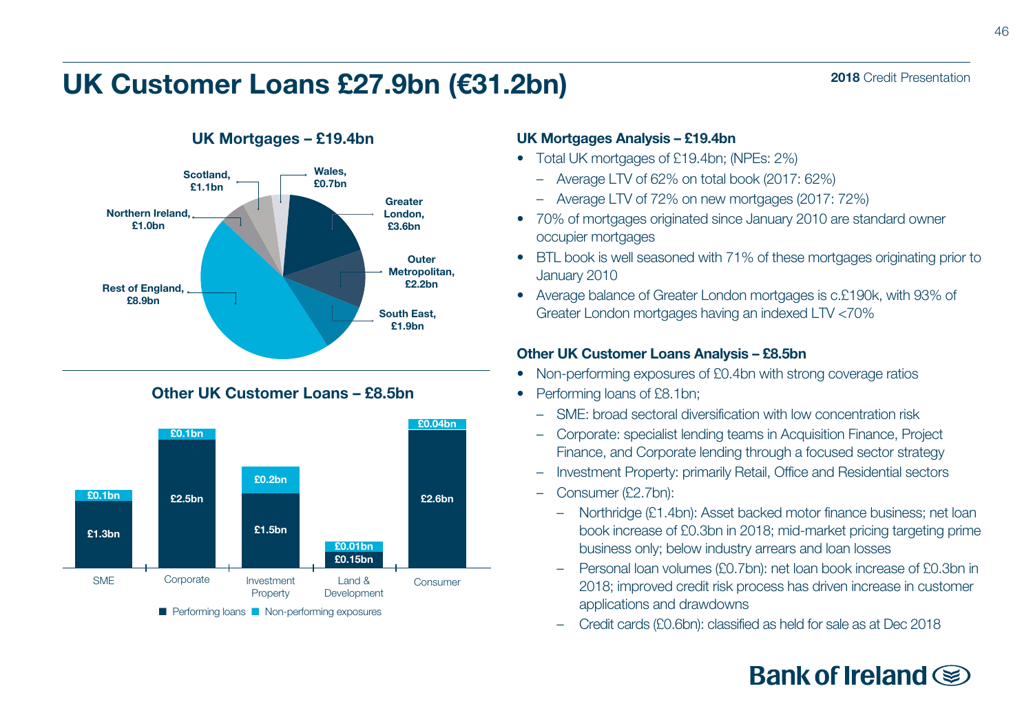# UK Customer Loans £27.9bn (€31.2bn)

## UK Mortgages – £19.4bn

| Region | Amount |
|---|---|
| Greater London | £3.6bn |
| Outer Metropolitan | £2.2bn |
| South East | £1.9bn |
| Rest of England | £8.9bn |
| Northern Ireland | £1.0bn |
| Scotland | £1.1bn |
| Wales | £0.7bn |

## Other UK Customer Loans – £8.5bn

| | Performing loans | Non-performing exposures |
|---|---|---|
| SME | £1.3bn | £0.1bn |
| Corporate | £2.5bn | £0.1bn |
| Investment Property | £1.5bn | £0.2bn |
| Land & Development | £0.15bn | £0.01bn |
| Consumer | £2.6bn | £0.04bn |

### UK Mortgages Analysis – £19.4bn

- Total UK mortgages of £19.4bn; (NPEs: 2%)
  - Average LTV of 62% on total book (2017: 62%)
  - Average LTV of 72% on new mortgages (2017: 72%)
- 70% of mortgages originated since January 2010 are standard owner occupier mortgages
- BTL book is well seasoned with 71% of these mortgages originating prior to January 2010
- Average balance of Greater London mortgages is c.£190k, with 93% of Greater London mortgages having an indexed LTV <70%

### Other UK Customer Loans Analysis – £8.5bn

- Non-performing exposures of £0.4bn with strong coverage ratios
- Performing loans of £8.1bn;
  - SME: broad sectoral diversification with low concentration risk
  - Corporate: specialist lending teams in Acquisition Finance, Project Finance, and Corporate lending through a focused sector strategy
  - Investment Property: primarily Retail, Office and Residential sectors
  - Consumer (£2.7bn):
    - Northridge (£1.4bn): Asset backed motor finance business; net loan book increase of £0.3bn in 2018; mid-market pricing targeting prime business only; below industry arrears and loan losses
    - Personal loan volumes (£0.7bn): net loan book increase of £0.3bn in 2018; improved credit risk process has driven increase in customer applications and drawdowns
    - Credit cards (£0.6bn): classified as held for sale as at Dec 2018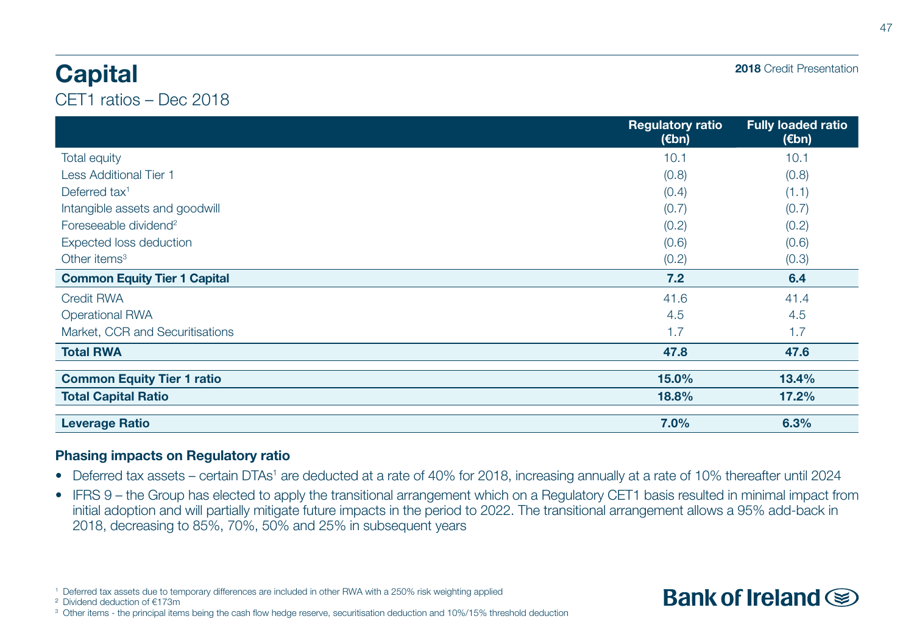# Capital

CET1 ratios – Dec 2018

| | Regulatory ratio (€bn) | Fully loaded ratio (€bn) |
|---|---|---|
| Total equity | 10.1 | 10.1 |
| Less Additional Tier 1 | (0.8) | (0.8) |
| Deferred tax[1] | (0.4) | (1.1) |
| Intangible assets and goodwill | (0.7) | (0.7) |
| Foreseeable dividend[2] | (0.2) | (0.2) |
| Expected loss deduction | (0.6) | (0.6) |
| Other items[3] | (0.2) | (0.3) |
| **Common Equity Tier 1 Capital** | **7.2** | **6.4** |
| Credit RWA | 41.6 | 41.4 |
| Operational RWA | 4.5 | 4.5 |
| Market, CCR and Securitisations | 1.7 | 1.7 |
| **Total RWA** | **47.8** | **47.6** |
| **Common Equity Tier 1 ratio** | **15.0%** | **13.4%** |
| **Total Capital Ratio** | **18.8%** | **17.2%** |
| **Leverage Ratio** | **7.0%** | **6.3%** |

**Phasing impacts on Regulatory ratio**

- Deferred tax assets – certain DTAs[1] are deducted at a rate of 40% for 2018, increasing annually at a rate of 10% thereafter until 2024
- IFRS 9 – the Group has elected to apply the transitional arrangement which on a Regulatory CET1 basis resulted in minimal impact from initial adoption and will partially mitigate future impacts in the period to 2022. The transitional arrangement allows a 95% add-back in 2018, decreasing to 85%, 70%, 50% and 25% in subsequent years

[1] Deferred tax assets due to temporary differences are included in other RWA with a 250% risk weighting applied
[2] Dividend deduction of €173m
[3] Other items - the principal items being the cash flow hedge reserve, securitisation deduction and 10%/15% threshold deduction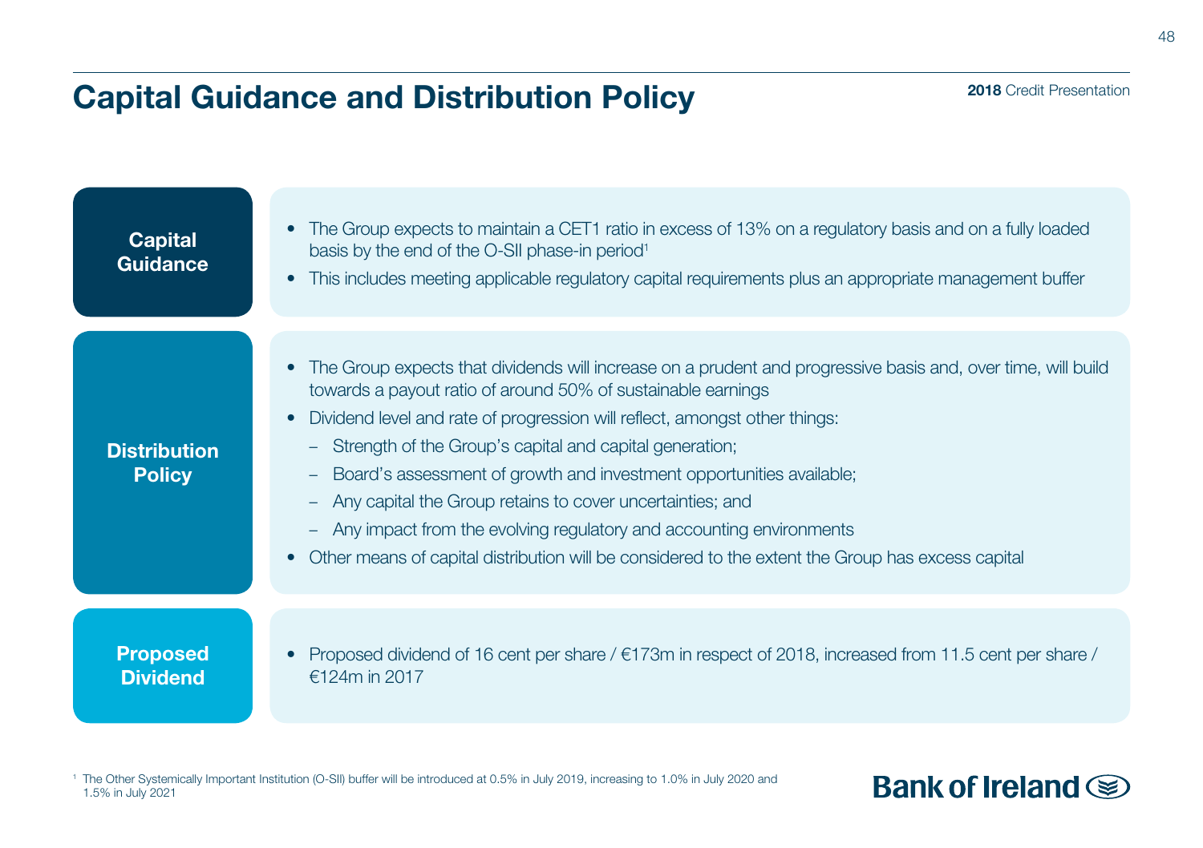# Capital Guidance and Distribution Policy

## Capital Guidance

- The Group expects to maintain a CET1 ratio in excess of 13% on a regulatory basis and on a fully loaded basis by the end of the O-SII phase-in period[1]
- This includes meeting applicable regulatory capital requirements plus an appropriate management buffer

## Distribution Policy

- The Group expects that dividends will increase on a prudent and progressive basis and, over time, will build towards a payout ratio of around 50% of sustainable earnings
- Dividend level and rate of progression will reflect, amongst other things:
  - Strength of the Group's capital and capital generation;
  - Board's assessment of growth and investment opportunities available;
  - Any capital the Group retains to cover uncertainties; and
  - Any impact from the evolving regulatory and accounting environments
- Other means of capital distribution will be considered to the extent the Group has excess capital

## Proposed Dividend

- Proposed dividend of 16 cent per share / €173m in respect of 2018, increased from 11.5 cent per share / €124m in 2017

[1] The Other Systemically Important Institution (O-SII) buffer will be introduced at 0.5% in July 2019, increasing to 1.0% in July 2020 and 1.5% in July 2021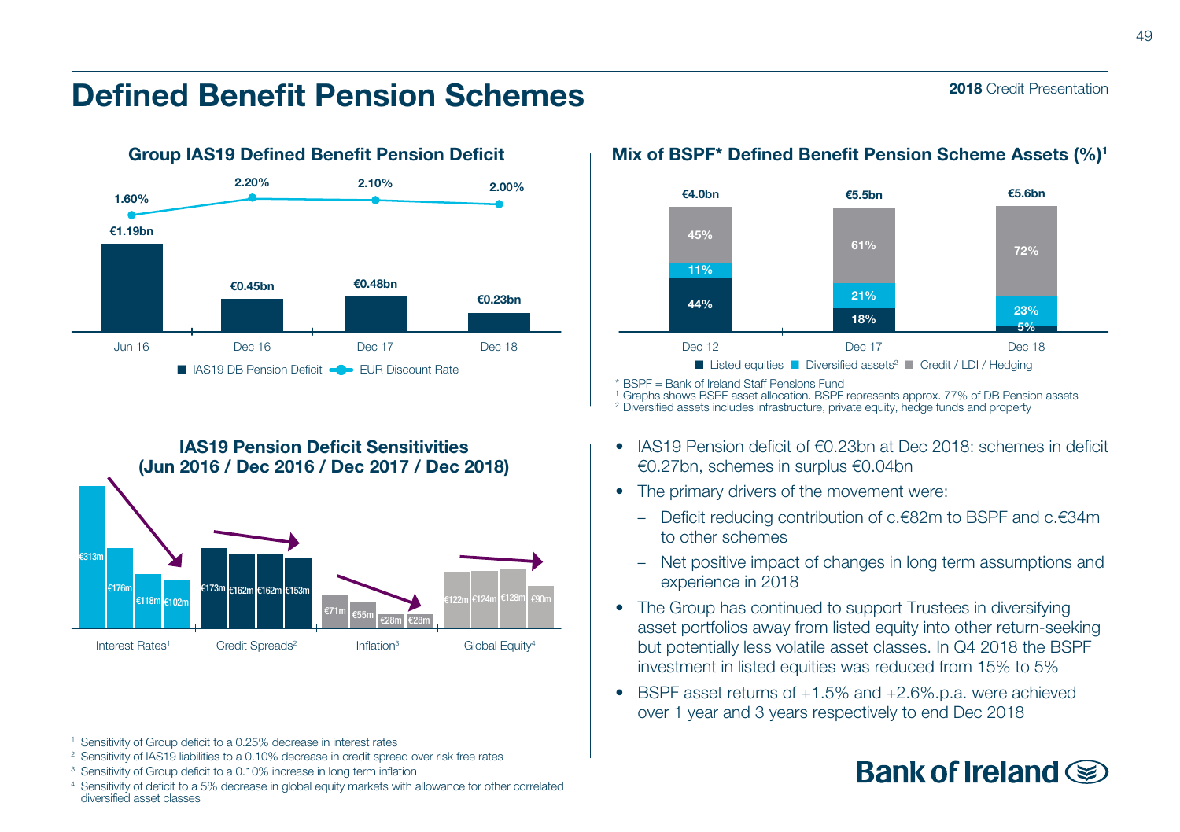# Defined Benefit Pension Schemes

2018 Credit Presentation

## Group IAS19 Defined Benefit Pension Deficit

| | Jun 16 | Dec 16 | Dec 17 | Dec 18 |
|---|---|---|---|---|
| IAS19 DB Pension Deficit | €1.19bn | €0.45bn | €0.48bn | €0.23bn |
| EUR Discount Rate | 1.60% | 2.20% | 2.10% | 2.00% |

## IAS19 Pension Deficit Sensitivities (Jun 2016 / Dec 2016 / Dec 2017 / Dec 2018)

| | Jun 2016 | Dec 2016 | Dec 2017 | Dec 2018 |
|---|---|---|---|---|
| Interest Rates[1] | €313m | €176m | €118m | €102m |
| Credit Spreads[2] | €173m | €162m | €162m | €153m |
| Inflation[3] | €71m | €55m | €28m | €28m |
| Global Equity[4] | €122m | €124m | €128m | €90m |

[1] Sensitivity of Group deficit to a 0.25% decrease in interest rates

[2] Sensitivity of IAS19 liabilities to a 0.10% decrease in credit spread over risk free rates

[3] Sensitivity of Group deficit to a 0.10% increase in long term inflation

[4] Sensitivity of deficit to a 5% decrease in global equity markets with allowance for other correlated diversified asset classes

## Mix of BSPF* Defined Benefit Pension Scheme Assets (%)[1]

| | Dec 12 | Dec 17 | Dec 18 |
|---|---|---|---|
| Total | €4.0bn | €5.5bn | €5.6bn |
| Listed equities | 44% | 18% | 5% |
| Diversified assets[2] | 11% | 21% | 23% |
| Credit / LDI / Hedging | 45% | 61% | 72% |

\* BSPF = Bank of Ireland Staff Pensions Fund

[1] Graphs shows BSPF asset allocation. BSPF represents approx. 77% of DB Pension assets

[2] Diversified assets includes infrastructure, private equity, hedge funds and property

- IAS19 Pension deficit of €0.23bn at Dec 2018: schemes in deficit €0.27bn, schemes in surplus €0.04bn
- The primary drivers of the movement were:
  - Deficit reducing contribution of c.€82m to BSPF and c.€34m to other schemes
  - Net positive impact of changes in long term assumptions and experience in 2018
- The Group has continued to support Trustees in diversifying asset portfolios away from listed equity into other return-seeking but potentially less volatile asset classes. In Q4 2018 the BSPF investment in listed equities was reduced from 15% to 5%
- BSPF asset returns of +1.5% and +2.6%.p.a. were achieved over 1 year and 3 years respectively to end Dec 2018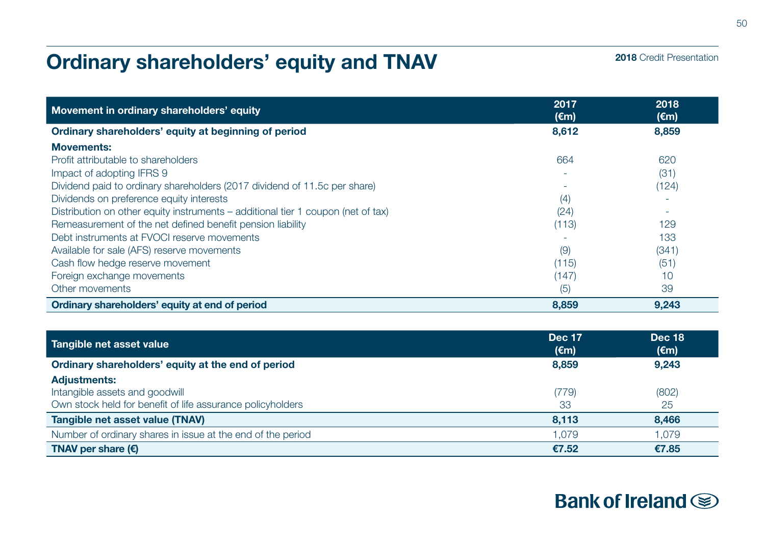# Ordinary shareholders' equity and TNAV

| Movement in ordinary shareholders' equity | 2017 (€m) | 2018 (€m) |
|---|---|---|
| **Ordinary shareholders' equity at beginning of period** | **8,612** | **8,859** |
| **Movements:** | | |
| Profit attributable to shareholders | 664 | 620 |
| Impact of adopting IFRS 9 | - | (31) |
| Dividend paid to ordinary shareholders (2017 dividend of 11.5c per share) | - | (124) |
| Dividends on preference equity interests | (4) | - |
| Distribution on other equity instruments – additional tier 1 coupon (net of tax) | (24) | - |
| Remeasurement of the net defined benefit pension liability | (113) | 129 |
| Debt instruments at FVOCI reserve movements | - | 133 |
| Available for sale (AFS) reserve movements | (9) | (341) |
| Cash flow hedge reserve movement | (115) | (51) |
| Foreign exchange movements | (147) | 10 |
| Other movements | (5) | 39 |
| **Ordinary shareholders' equity at end of period** | **8,859** | **9,243** |

| Tangible net asset value | Dec 17 (€m) | Dec 18 (€m) |
|---|---|---|
| **Ordinary shareholders' equity at the end of period** | **8,859** | **9,243** |
| **Adjustments:** | | |
| Intangible assets and goodwill | (779) | (802) |
| Own stock held for benefit of life assurance policyholders | 33 | 25 |
| **Tangible net asset value (TNAV)** | **8,113** | **8,466** |
| Number of ordinary shares in issue at the end of the period | 1,079 | 1,079 |
| **TNAV per share (€)** | **€7.52** | **€7.85** |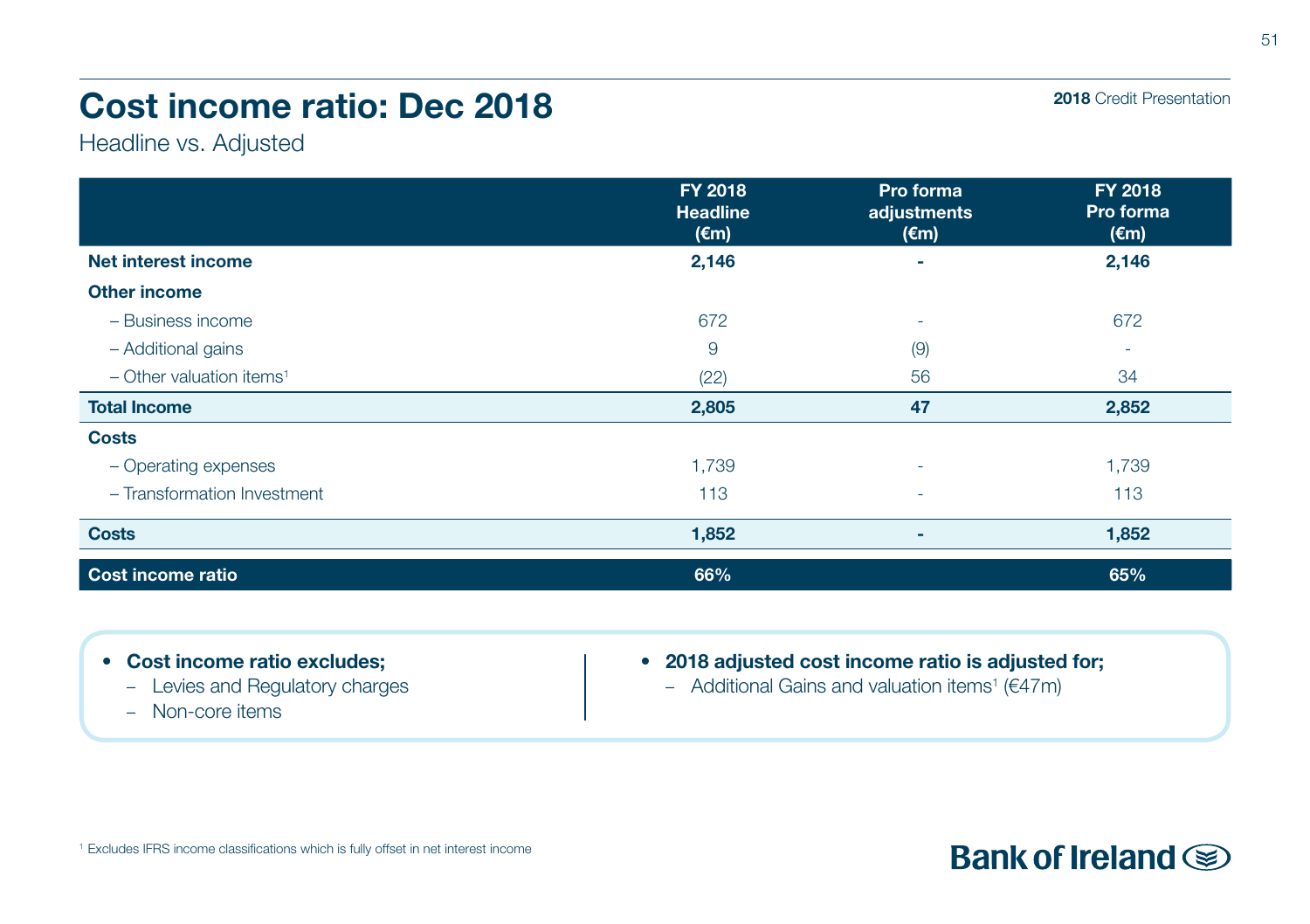# Cost income ratio: Dec 2018

Headline vs. Adjusted

| | FY 2018 Headline (€m) | Pro forma adjustments (€m) | FY 2018 Pro forma (€m) |
|---|---|---|---|
| **Net interest income** | **2,146** | **-** | **2,146** |
| **Other income** | | | |
| – Business income | 672 | - | 672 |
| – Additional gains | 9 | (9) | - |
| – Other valuation items[1] | (22) | 56 | 34 |
| **Total Income** | **2,805** | **47** | **2,852** |
| **Costs** | | | |
| – Operating expenses | 1,739 | - | 1,739 |
| – Transformation Investment | 113 | - | 113 |
| **Costs** | **1,852** | **-** | **1,852** |
| **Cost income ratio** | **66%** | | **65%** |

- **Cost income ratio excludes;**
  - Levies and Regulatory charges
  - Non-core items

- **2018 adjusted cost income ratio is adjusted for;**
  - Additional Gains and valuation items[1] (€47m)

[1] Excludes IFRS income classifications which is fully offset in net interest income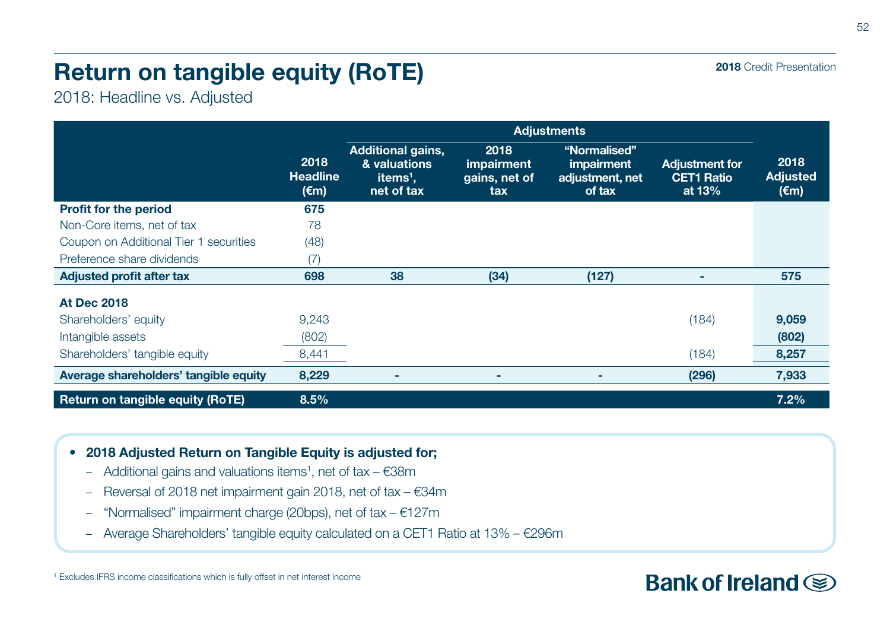# Return on tangible equity (RoTE)

2018: Headline vs. Adjusted

| | 2018 Headline (€m) | Adjustments | | | | 2018 Adjusted (€m) |
|---|---|---|---|---|---|---|
| | | Additional gains, & valuations items[1], net of tax | 2018 impairment gains, net of tax | "Normalised" impairment adjustment, net of tax | Adjustment for CET1 Ratio at 13% | |
| **Profit for the period** | **675** | | | | | |
| Non-Core items, net of tax | 78 | | | | | |
| Coupon on Additional Tier 1 securities | (48) | | | | | |
| Preference share dividends | (7) | | | | | |
| **Adjusted profit after tax** | **698** | **38** | **(34)** | **(127)** | **-** | **575** |
| **At Dec 2018** | | | | | | |
| Shareholders' equity | 9,243 | | | | (184) | **9,059** |
| Intangible assets | (802) | | | | | **(802)** |
| Shareholders' tangible equity | 8,441 | | | | (184) | **8,257** |
| **Average shareholders' tangible equity** | **8,229** | **-** | **-** | **-** | **(296)** | **7,933** |
| **Return on tangible equity (RoTE)** | **8.5%** | | | | | **7.2%** |

- **2018 Adjusted Return on Tangible Equity is adjusted for;**
  - Additional gains and valuations items[1], net of tax – €38m
  - Reversal of 2018 net impairment gain 2018, net of tax – €34m
  - "Normalised" impairment charge (20bps), net of tax – €127m
  - Average Shareholders' tangible equity calculated on a CET1 Ratio at 13% – €296m

[1] Excludes IFRS income classifications which is fully offset in net interest income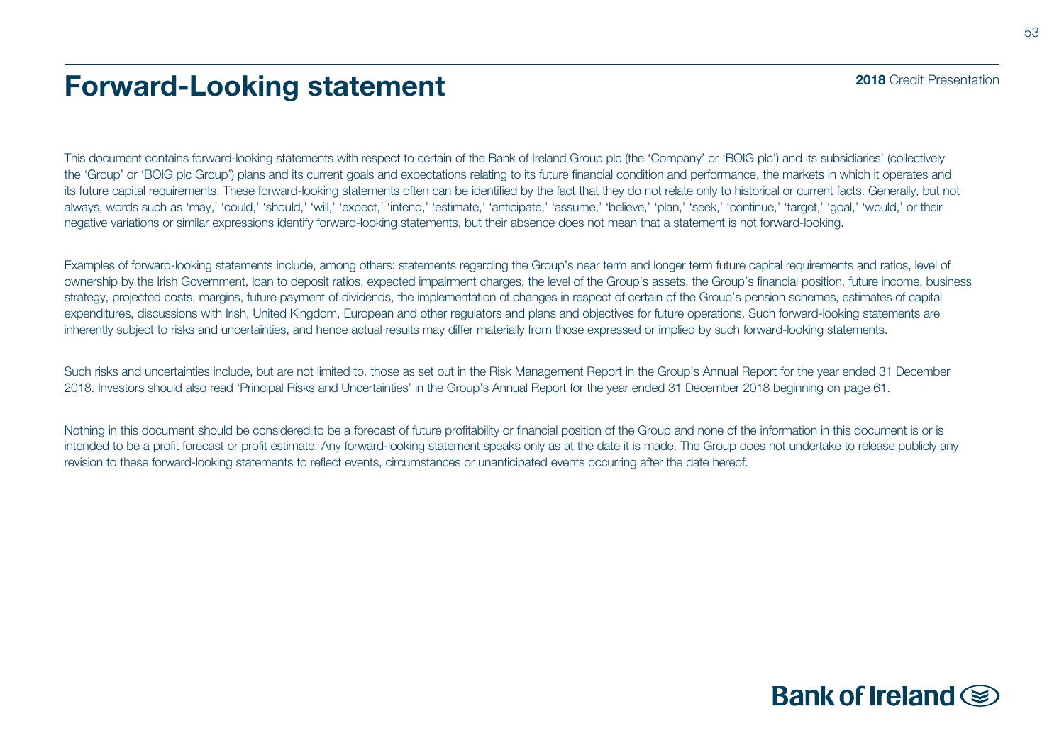# Forward-Looking statement

This document contains forward-looking statements with respect to certain of the Bank of Ireland Group plc (the 'Company' or 'BOIG plc') and its subsidiaries' (collectively the 'Group' or 'BOIG plc Group') plans and its current goals and expectations relating to its future financial condition and performance, the markets in which it operates and its future capital requirements. These forward-looking statements often can be identified by the fact that they do not relate only to historical or current facts. Generally, but not always, words such as 'may,' 'could,' 'should,' 'will,' 'expect,' 'intend,' 'estimate,' 'anticipate,' 'assume,' 'believe,' 'plan,' 'seek,' 'continue,' 'target,' 'goal,' 'would,' or their negative variations or similar expressions identify forward-looking statements, but their absence does not mean that a statement is not forward-looking.

Examples of forward-looking statements include, among others: statements regarding the Group's near term and longer term future capital requirements and ratios, level of ownership by the Irish Government, loan to deposit ratios, expected impairment charges, the level of the Group's assets, the Group's financial position, future income, business strategy, projected costs, margins, future payment of dividends, the implementation of changes in respect of certain of the Group's pension schemes, estimates of capital expenditures, discussions with Irish, United Kingdom, European and other regulators and plans and objectives for future operations. Such forward-looking statements are inherently subject to risks and uncertainties, and hence actual results may differ materially from those expressed or implied by such forward-looking statements.

Such risks and uncertainties include, but are not limited to, those as set out in the Risk Management Report in the Group's Annual Report for the year ended 31 December 2018. Investors should also read 'Principal Risks and Uncertainties' in the Group's Annual Report for the year ended 31 December 2018 beginning on page 61.

Nothing in this document should be considered to be a forecast of future profitability or financial position of the Group and none of the information in this document is or is intended to be a profit forecast or profit estimate. Any forward-looking statement speaks only as at the date it is made. The Group does not undertake to release publicly any revision to these forward-looking statements to reflect events, circumstances or unanticipated events occurring after the date hereof.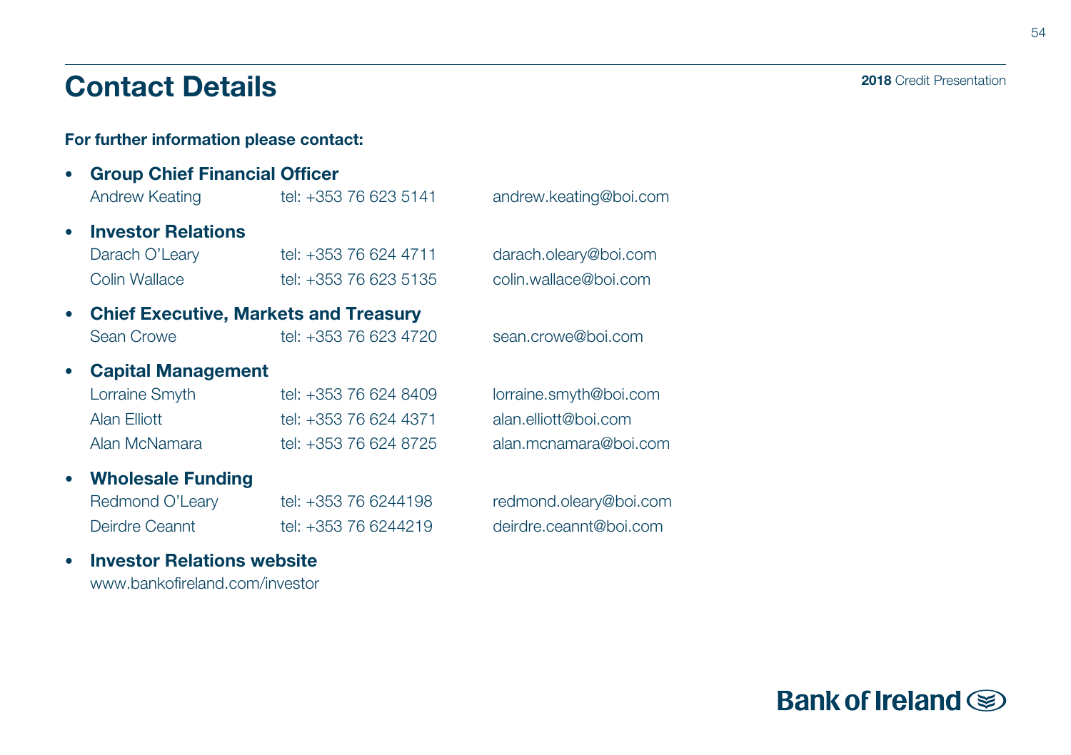# Contact Details

**For further information please contact:**

- **Group Chief Financial Officer**

  Andrew Keating tel: +353 76 623 5141 andrew.keating@boi.com

- **Investor Relations**

  Darach O'Leary tel: +353 76 624 4711 darach.oleary@boi.com

  Colin Wallace tel: +353 76 623 5135 colin.wallace@boi.com

- **Chief Executive, Markets and Treasury**

  Sean Crowe tel: +353 76 623 4720 sean.crowe@boi.com

- **Capital Management**

  Lorraine Smyth tel: +353 76 624 8409 lorraine.smyth@boi.com

  Alan Elliott tel: +353 76 624 4371 alan.elliott@boi.com

  Alan McNamara tel: +353 76 624 8725 alan.mcnamara@boi.com

- **Wholesale Funding**

  Redmond O'Leary tel: +353 76 6244198 redmond.oleary@boi.com

  Deirdre Ceannt tel: +353 76 6244219 deirdre.ceannt@boi.com

- **Investor Relations website**

  www.bankofireland.com/investor

Bank of Ireland